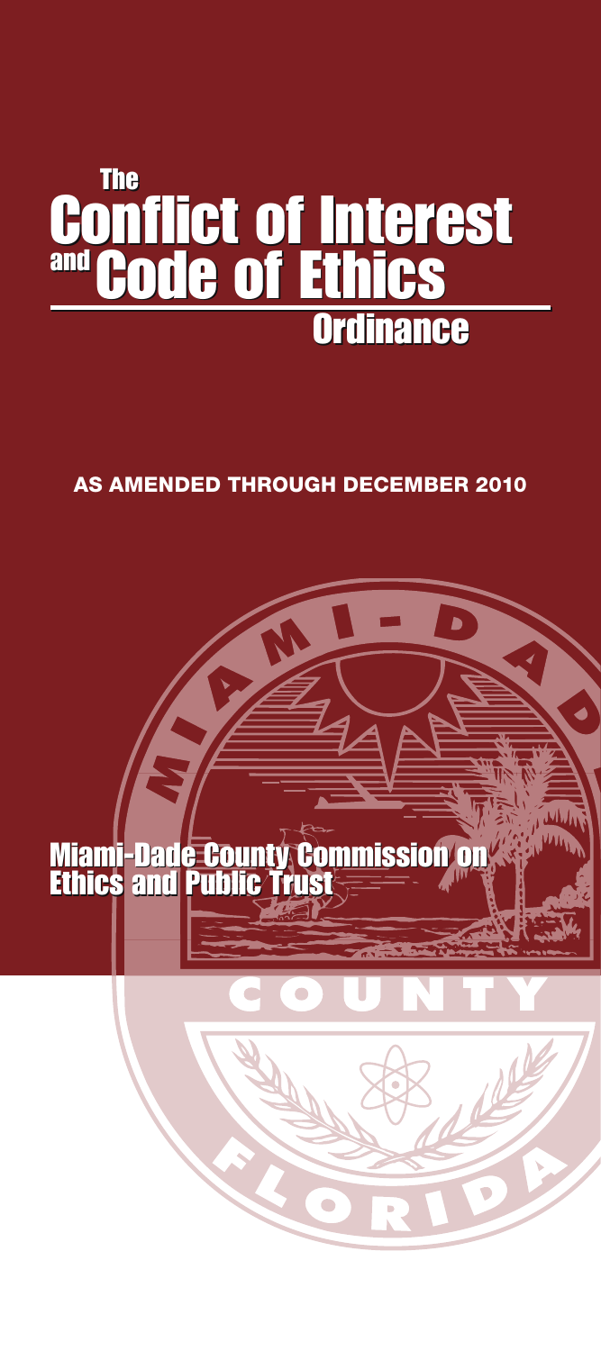# The Conflict of Interest and Code of Ethics Ordinance

**AS AMENDED THROUGH DECEMBER 2010**

Miami-Dade County Commission on Ethics and Public Trust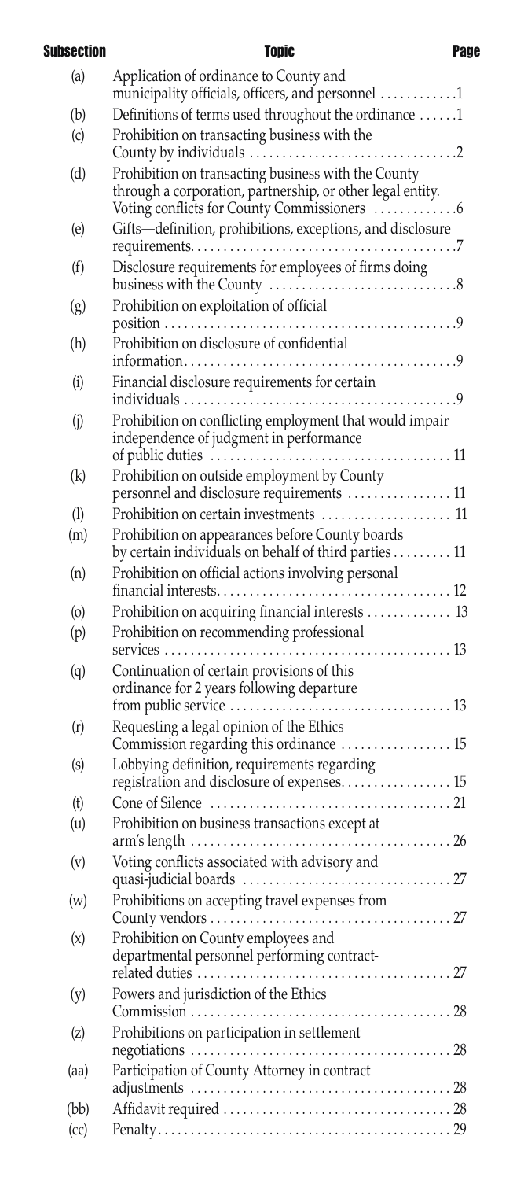| Subsection | Topic | Page |
|---|---|---|
| (a) | Application of ordinance to County and municipality officials, officers, and personnel | 1 |
| (b) | Definitions of terms used throughout the ordinance | 1 |
| (c) | Prohibition on transacting business with the County by individuals | 2 |
| (d) | Prohibition on transacting business with the County through a corporation, partnership, or other legal entity. Voting conflicts for County Commissioners | 6 |
| (e) | Gifts—definition, prohibitions, exceptions, and disclosure requirements | 7 |
| (f) | Disclosure requirements for employees of firms doing business with the County | 8 |
| (g) | Prohibition on exploitation of official position | 9 |
| (h) | Prohibition on disclosure of confidential information | 9 |
| (i) | Financial disclosure requirements for certain individuals | 9 |
| (j) | Prohibition on conflicting employment that would impair independence of judgment in performance of public duties | 11 |
| (k) | Prohibition on outside employment by County personnel and disclosure requirements | 11 |
| (l) | Prohibition on certain investments | 11 |
| (m) | Prohibition on appearances before County boards by certain individuals on behalf of third parties | 11 |
| (n) | Prohibition on official actions involving personal financial interests | 12 |
| (o) | Prohibition on acquiring financial interests | 13 |
| (p) | Prohibition on recommending professional services | 13 |
| (q) | Continuation of certain provisions of this ordinance for 2 years following departure from public service | 13 |
| (r) | Requesting a legal opinion of the Ethics Commission regarding this ordinance | 15 |
| (s) | Lobbying definition, requirements regarding registration and disclosure of expenses | 15 |
| (t) | Cone of Silence | 21 |
| (u) | Prohibition on business transactions except at arm's length | 26 |
| (v) | Voting conflicts associated with advisory and quasi-judicial boards | 27 |
| (w) | Prohibitions on accepting travel expenses from County vendors | 27 |
| (x) | Prohibition on County employees and departmental personnel performing contract-related duties | 27 |
| (y) | Powers and jurisdiction of the Ethics Commission | 28 |
| (z) | Prohibitions on participation in settlement negotiations | 28 |
| (aa) | Participation of County Attorney in contract adjustments | 28 |
| (bb) | Affidavit required | 28 |
| (cc) | Penalty | 29 |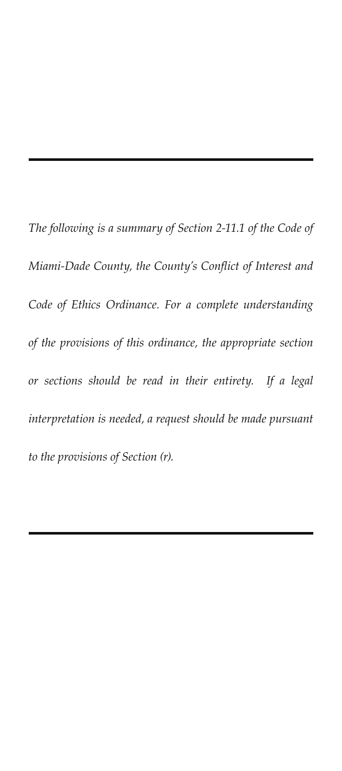---

*The following is a summary of Section 2-11.1 of the Code of Miami-Dade County, the County's Conflict of Interest and Code of Ethics Ordinance. For a complete understanding of the provisions of this ordinance, the appropriate section or sections should be read in their entirety. If a legal interpretation is needed, a request should be made pursuant to the provisions of Section (r).*

---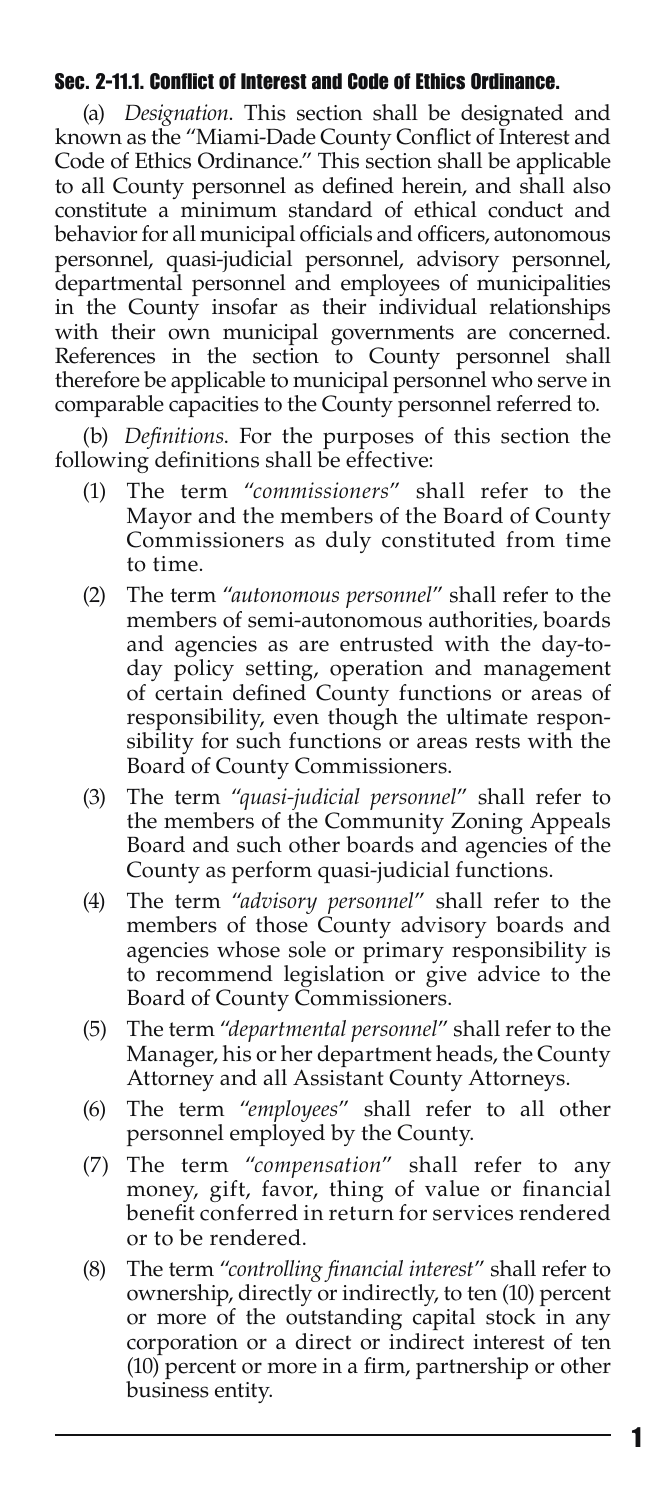### Sec. 2-11.1. Conflict of Interest and Code of Ethics Ordinance.

(a) *Designation*. This section shall be designated and known as the "Miami-Dade County Conflict of Interest and Code of Ethics Ordinance." This section shall be applicable to all County personnel as defined herein, and shall also constitute a minimum standard of ethical conduct and behavior for all municipal officials and officers, autonomous personnel, quasi-judicial personnel, advisory personnel, departmental personnel and employees of municipalities in the County insofar as their individual relationships with their own municipal governments are concerned. References in the section to County personnel shall therefore be applicable to municipal personnel who serve in comparable capacities to the County personnel referred to.

(b) *Definitions*. For the purposes of this section the following definitions shall be effective:

(1) The term "*commissioners*" shall refer to the Mayor and the members of the Board of County Commissioners as duly constituted from time to time.

(2) The term "*autonomous personnel*" shall refer to the members of semi-autonomous authorities, boards and agencies as are entrusted with the day-to-day policy setting, operation and management of certain defined County functions or areas of responsibility, even though the ultimate responsibility for such functions or areas rests with the Board of County Commissioners.

(3) The term "*quasi-judicial personnel*" shall refer to the members of the Community Zoning Appeals Board and such other boards and agencies of the County as perform quasi-judicial functions.

(4) The term "*advisory personnel*" shall refer to the members of those County advisory boards and agencies whose sole or primary responsibility is to recommend legislation or give advice to the Board of County Commissioners.

(5) The term "*departmental personnel*" shall refer to the Manager, his or her department heads, the County Attorney and all Assistant County Attorneys.

(6) The term "*employees*" shall refer to all other personnel employed by the County.

(7) The term "*compensation*" shall refer to any money, gift, favor, thing of value or financial benefit conferred in return for services rendered or to be rendered.

(8) The term "*controlling financial interest*" shall refer to ownership, directly or indirectly, to ten (10) percent or more of the outstanding capital stock in any corporation or a direct or indirect interest of ten (10) percent or more in a firm, partnership or other business entity.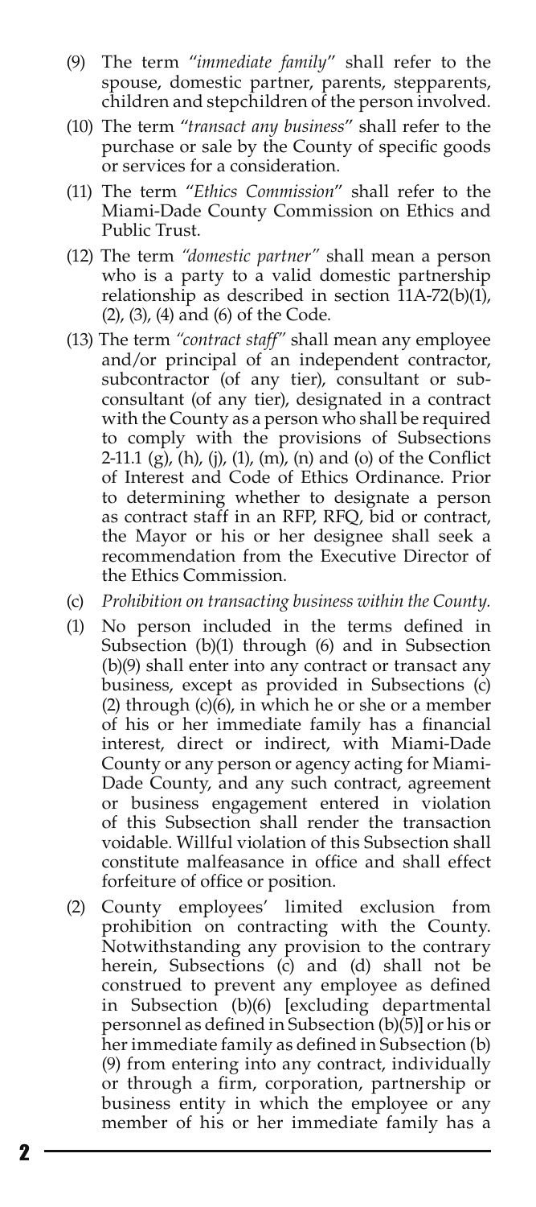(9) The term "*immediate family*" shall refer to the spouse, domestic partner, parents, stepparents, children and stepchildren of the person involved.

(10) The term "*transact any business*" shall refer to the purchase or sale by the County of specific goods or services for a consideration.

(11) The term "*Ethics Commission*" shall refer to the Miami-Dade County Commission on Ethics and Public Trust.

(12) The term *"domestic partner"* shall mean a person who is a party to a valid domestic partnership relationship as described in section 11A-72(b)(1), (2), (3), (4) and (6) of the Code.

(13) The term *"contract staff"* shall mean any employee and/or principal of an independent contractor, subcontractor (of any tier), consultant or sub-consultant (of any tier), designated in a contract with the County as a person who shall be required to comply with the provisions of Subsections 2-11.1 (g), (h), (j), (l), (m), (n) and (o) of the Conflict of Interest and Code of Ethics Ordinance. Prior to determining whether to designate a person as contract staff in an RFP, RFQ, bid or contract, the Mayor or his or her designee shall seek a recommendation from the Executive Director of the Ethics Commission.

(c) *Prohibition on transacting business within the County.*

(1) No person included in the terms defined in Subsection (b)(1) through (6) and in Subsection (b)(9) shall enter into any contract or transact any business, except as provided in Subsections (c) (2) through (c)(6), in which he or she or a member of his or her immediate family has a financial interest, direct or indirect, with Miami-Dade County or any person or agency acting for Miami-Dade County, and any such contract, agreement or business engagement entered in violation of this Subsection shall render the transaction voidable. Willful violation of this Subsection shall constitute malfeasance in office and shall effect forfeiture of office or position.

(2) County employees' limited exclusion from prohibition on contracting with the County. Notwithstanding any provision to the contrary herein, Subsections (c) and (d) shall not be construed to prevent any employee as defined in Subsection (b)(6) [excluding departmental personnel as defined in Subsection (b)(5)] or his or her immediate family as defined in Subsection (b)(9) from entering into any contract, individually or through a firm, corporation, partnership or business entity in which the employee or any member of his or her immediate family has a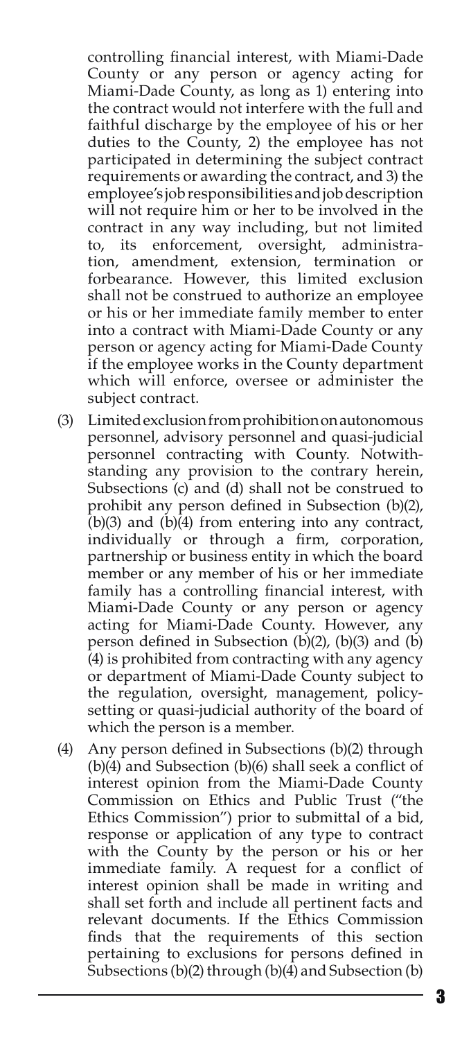controlling financial interest, with Miami-Dade County or any person or agency acting for Miami-Dade County, as long as 1) entering into the contract would not interfere with the full and faithful discharge by the employee of his or her duties to the County, 2) the employee has not participated in determining the subject contract requirements or awarding the contract, and 3) the employee's job responsibilities and job description will not require him or her to be involved in the contract in any way including, but not limited to, its enforcement, oversight, administration, amendment, extension, termination or forbearance. However, this limited exclusion shall not be construed to authorize an employee or his or her immediate family member to enter into a contract with Miami-Dade County or any person or agency acting for Miami-Dade County if the employee works in the County department which will enforce, oversee or administer the subject contract.

(3) Limited exclusion from prohibition on autonomous personnel, advisory personnel and quasi-judicial personnel contracting with County. Notwithstanding any provision to the contrary herein, Subsections (c) and (d) shall not be construed to prohibit any person defined in Subsection (b)(2), (b)(3) and (b)(4) from entering into any contract, individually or through a firm, corporation, partnership or business entity in which the board member or any member of his or her immediate family has a controlling financial interest, with Miami-Dade County or any person or agency acting for Miami-Dade County. However, any person defined in Subsection (b)(2), (b)(3) and (b)(4) is prohibited from contracting with any agency or department of Miami-Dade County subject to the regulation, oversight, management, policy-setting or quasi-judicial authority of the board of which the person is a member.

(4) Any person defined in Subsections (b)(2) through (b)(4) and Subsection (b)(6) shall seek a conflict of interest opinion from the Miami-Dade County Commission on Ethics and Public Trust ("the Ethics Commission") prior to submittal of a bid, response or application of any type to contract with the County by the person or his or her immediate family. A request for a conflict of interest opinion shall be made in writing and shall set forth and include all pertinent facts and relevant documents. If the Ethics Commission finds that the requirements of this section pertaining to exclusions for persons defined in Subsections (b)(2) through (b)(4) and Subsection (b)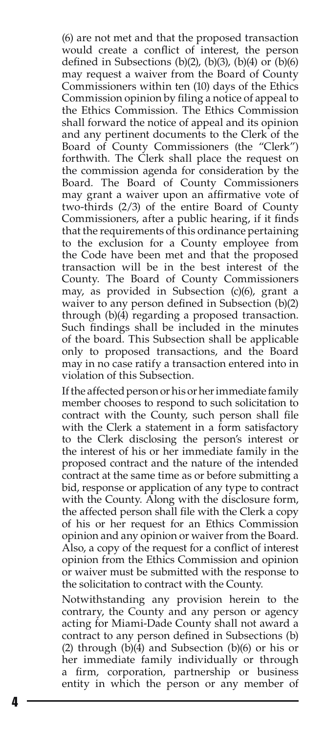(6) are not met and that the proposed transaction would create a conflict of interest, the person defined in Subsections (b)(2), (b)(3), (b)(4) or (b)(6) may request a waiver from the Board of County Commissioners within ten (10) days of the Ethics Commission opinion by filing a notice of appeal to the Ethics Commission. The Ethics Commission shall forward the notice of appeal and its opinion and any pertinent documents to the Clerk of the Board of County Commissioners (the "Clerk") forthwith. The Clerk shall place the request on the commission agenda for consideration by the Board. The Board of County Commissioners may grant a waiver upon an affirmative vote of two-thirds (2/3) of the entire Board of County Commissioners, after a public hearing, if it finds that the requirements of this ordinance pertaining to the exclusion for a County employee from the Code have been met and that the proposed transaction will be in the best interest of the County. The Board of County Commissioners may, as provided in Subsection (c)(6), grant a waiver to any person defined in Subsection (b)(2) through (b)(4) regarding a proposed transaction. Such findings shall be included in the minutes of the board. This Subsection shall be applicable only to proposed transactions, and the Board may in no case ratify a transaction entered into in violation of this Subsection.

If the affected person or his or her immediate family member chooses to respond to such solicitation to contract with the County, such person shall file with the Clerk a statement in a form satisfactory to the Clerk disclosing the person's interest or the interest of his or her immediate family in the proposed contract and the nature of the intended contract at the same time as or before submitting a bid, response or application of any type to contract with the County. Along with the disclosure form, the affected person shall file with the Clerk a copy of his or her request for an Ethics Commission opinion and any opinion or waiver from the Board. Also, a copy of the request for a conflict of interest opinion from the Ethics Commission and opinion or waiver must be submitted with the response to the solicitation to contract with the County.

Notwithstanding any provision herein to the contrary, the County and any person or agency acting for Miami-Dade County shall not award a contract to any person defined in Subsections (b)(2) through (b)(4) and Subsection (b)(6) or his or her immediate family individually or through a firm, corporation, partnership or business entity in which the person or any member of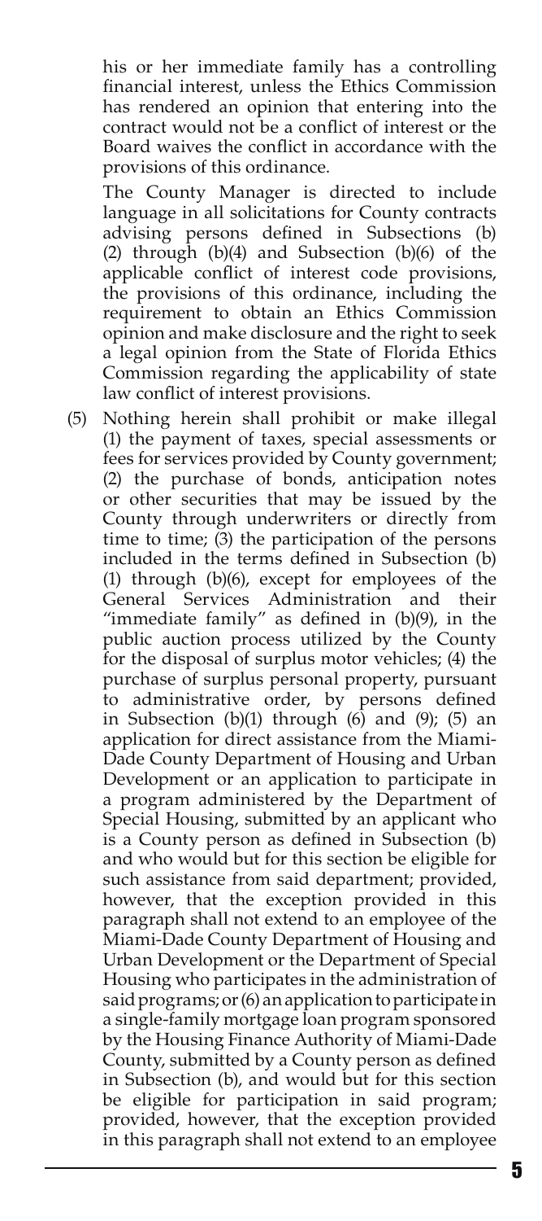his or her immediate family has a controlling financial interest, unless the Ethics Commission has rendered an opinion that entering into the contract would not be a conflict of interest or the Board waives the conflict in accordance with the provisions of this ordinance.

The County Manager is directed to include language in all solicitations for County contracts advising persons defined in Subsections (b)(2) through (b)(4) and Subsection (b)(6) of the applicable conflict of interest code provisions, the provisions of this ordinance, including the requirement to obtain an Ethics Commission opinion and make disclosure and the right to seek a legal opinion from the State of Florida Ethics Commission regarding the applicability of state law conflict of interest provisions.

(5) Nothing herein shall prohibit or make illegal (1) the payment of taxes, special assessments or fees for services provided by County government; (2) the purchase of bonds, anticipation notes or other securities that may be issued by the County through underwriters or directly from time to time; (3) the participation of the persons included in the terms defined in Subsection (b)(1) through (b)(6), except for employees of the General Services Administration and their "immediate family" as defined in (b)(9), in the public auction process utilized by the County for the disposal of surplus motor vehicles; (4) the purchase of surplus personal property, pursuant to administrative order, by persons defined in Subsection (b)(1) through (6) and (9); (5) an application for direct assistance from the Miami-Dade County Department of Housing and Urban Development or an application to participate in a program administered by the Department of Special Housing, submitted by an applicant who is a County person as defined in Subsection (b) and who would but for this section be eligible for such assistance from said department; provided, however, that the exception provided in this paragraph shall not extend to an employee of the Miami-Dade County Department of Housing and Urban Development or the Department of Special Housing who participates in the administration of said programs; or (6) an application to participate in a single-family mortgage loan program sponsored by the Housing Finance Authority of Miami-Dade County, submitted by a County person as defined in Subsection (b), and would but for this section be eligible for participation in said program; provided, however, that the exception provided in this paragraph shall not extend to an employee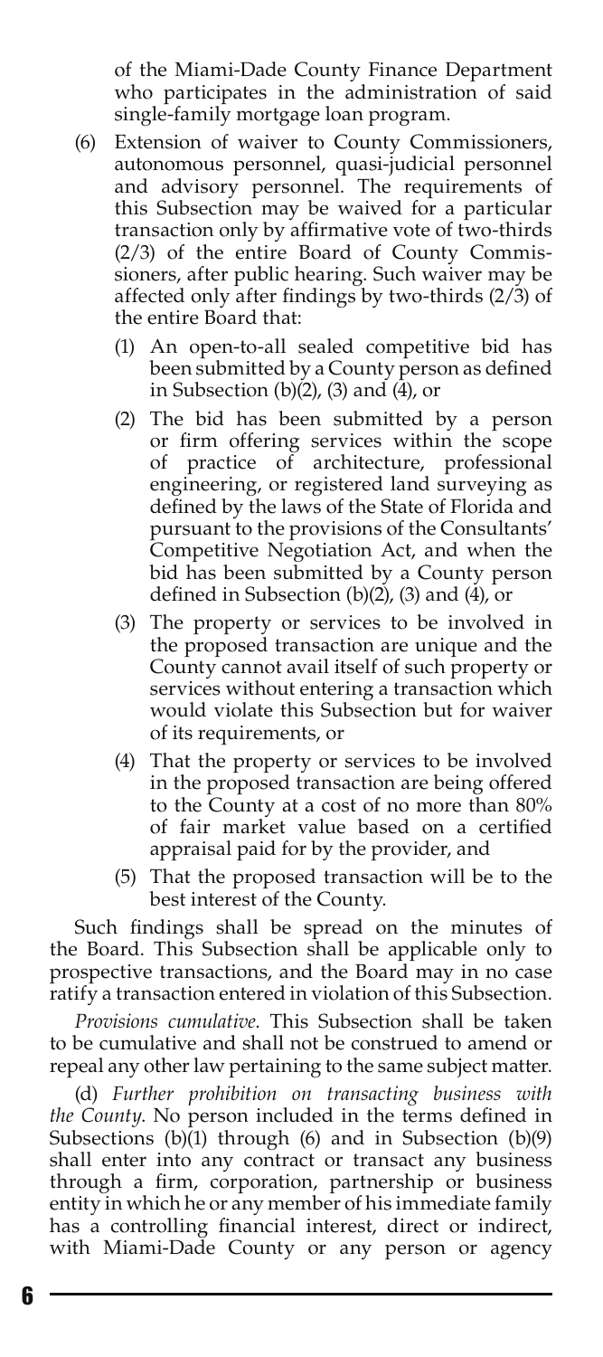of the Miami-Dade County Finance Department who participates in the administration of said single-family mortgage loan program.

(6) Extension of waiver to County Commissioners, autonomous personnel, quasi-judicial personnel and advisory personnel. The requirements of this Subsection may be waived for a particular transaction only by affirmative vote of two-thirds (2/3) of the entire Board of County Commissioners, after public hearing. Such waiver may be affected only after findings by two-thirds (2/3) of the entire Board that:

   (1) An open-to-all sealed competitive bid has been submitted by a County person as defined in Subsection (b)(2), (3) and (4), or

   (2) The bid has been submitted by a person or firm offering services within the scope of practice of architecture, professional engineering, or registered land surveying as defined by the laws of the State of Florida and pursuant to the provisions of the Consultants' Competitive Negotiation Act, and when the bid has been submitted by a County person defined in Subsection (b)(2), (3) and (4), or

   (3) The property or services to be involved in the proposed transaction are unique and the County cannot avail itself of such property or services without entering a transaction which would violate this Subsection but for waiver of its requirements, or

   (4) That the property or services to be involved in the proposed transaction are being offered to the County at a cost of no more than 80% of fair market value based on a certified appraisal paid for by the provider, and

   (5) That the proposed transaction will be to the best interest of the County.

Such findings shall be spread on the minutes of the Board. This Subsection shall be applicable only to prospective transactions, and the Board may in no case ratify a transaction entered in violation of this Subsection.

*Provisions cumulative*. This Subsection shall be taken to be cumulative and shall not be construed to amend or repeal any other law pertaining to the same subject matter.

(d) *Further prohibition on transacting business with the County*. No person included in the terms defined in Subsections (b)(1) through (6) and in Subsection (b)(9) shall enter into any contract or transact any business through a firm, corporation, partnership or business entity in which he or any member of his immediate family has a controlling financial interest, direct or indirect, with Miami-Dade County or any person or agency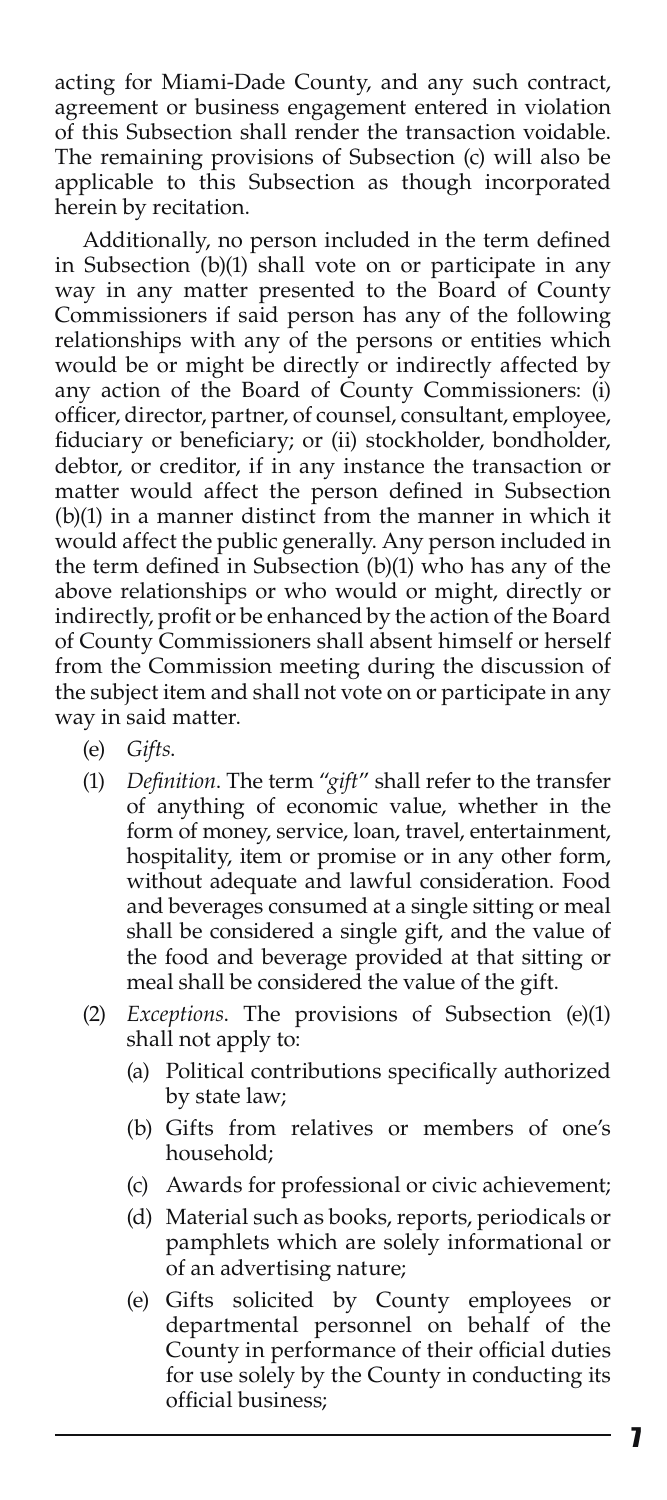acting for Miami-Dade County, and any such contract, agreement or business engagement entered in violation of this Subsection shall render the transaction voidable. The remaining provisions of Subsection (c) will also be applicable to this Subsection as though incorporated herein by recitation.

Additionally, no person included in the term defined in Subsection (b)(1) shall vote on or participate in any way in any matter presented to the Board of County Commissioners if said person has any of the following relationships with any of the persons or entities which would be or might be directly or indirectly affected by any action of the Board of County Commissioners: (i) officer, director, partner, of counsel, consultant, employee, fiduciary or beneficiary; or (ii) stockholder, bondholder, debtor, or creditor, if in any instance the transaction or matter would affect the person defined in Subsection (b)(1) in a manner distinct from the manner in which it would affect the public generally. Any person included in the term defined in Subsection (b)(1) who has any of the above relationships or who would or might, directly or indirectly, profit or be enhanced by the action of the Board of County Commissioners shall absent himself or herself from the Commission meeting during the discussion of the subject item and shall not vote on or participate in any way in said matter.

(e) *Gifts*.

(1) *Definition*. The term "*gift*" shall refer to the transfer of anything of economic value, whether in the form of money, service, loan, travel, entertainment, hospitality, item or promise or in any other form, without adequate and lawful consideration. Food and beverages consumed at a single sitting or meal shall be considered a single gift, and the value of the food and beverage provided at that sitting or meal shall be considered the value of the gift.

(2) *Exceptions*. The provisions of Subsection (e)(1) shall not apply to:

- (a) Political contributions specifically authorized by state law;
- (b) Gifts from relatives or members of one's household;
- (c) Awards for professional or civic achievement;
- (d) Material such as books, reports, periodicals or pamphlets which are solely informational or of an advertising nature;
- (e) Gifts solicited by County employees or departmental personnel on behalf of the County in performance of their official duties for use solely by the County in conducting its official business;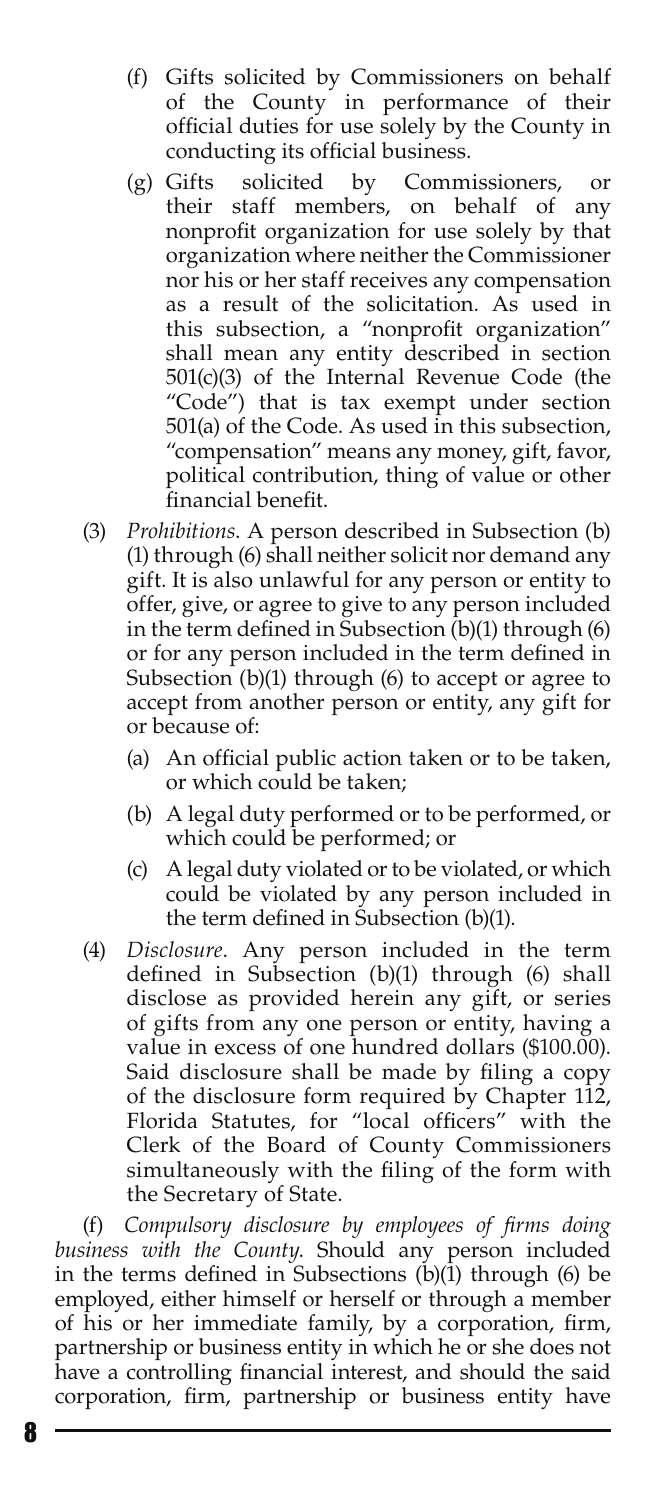(f) Gifts solicited by Commissioners on behalf of the County in performance of their official duties for use solely by the County in conducting its official business.

(g) Gifts solicited by Commissioners, or their staff members, on behalf of any nonprofit organization for use solely by that organization where neither the Commissioner nor his or her staff receives any compensation as a result of the solicitation. As used in this subsection, a "nonprofit organization" shall mean any entity described in section 501(c)(3) of the Internal Revenue Code (the "Code") that is tax exempt under section 501(a) of the Code. As used in this subsection, "compensation" means any money, gift, favor, political contribution, thing of value or other financial benefit.

(3) *Prohibitions*. A person described in Subsection (b)(1) through (6) shall neither solicit nor demand any gift. It is also unlawful for any person or entity to offer, give, or agree to give to any person included in the term defined in Subsection (b)(1) through (6) or for any person included in the term defined in Subsection (b)(1) through (6) to accept or agree to accept from another person or entity, any gift for or because of:

(a) An official public action taken or to be taken, or which could be taken;

(b) A legal duty performed or to be performed, or which could be performed; or

(c) A legal duty violated or to be violated, or which could be violated by any person included in the term defined in Subsection (b)(1).

(4) *Disclosure*. Any person included in the term defined in Subsection (b)(1) through (6) shall disclose as provided herein any gift, or series of gifts from any one person or entity, having a value in excess of one hundred dollars ($100.00). Said disclosure shall be made by filing a copy of the disclosure form required by Chapter 112, Florida Statutes, for "local officers" with the Clerk of the Board of County Commissioners simultaneously with the filing of the form with the Secretary of State.

(f) *Compulsory disclosure by employees of firms doing business with the County*. Should any person included in the terms defined in Subsections (b)(1) through (6) be employed, either himself or herself or through a member of his or her immediate family, by a corporation, firm, partnership or business entity in which he or she does not have a controlling financial interest, and should the said corporation, firm, partnership or business entity have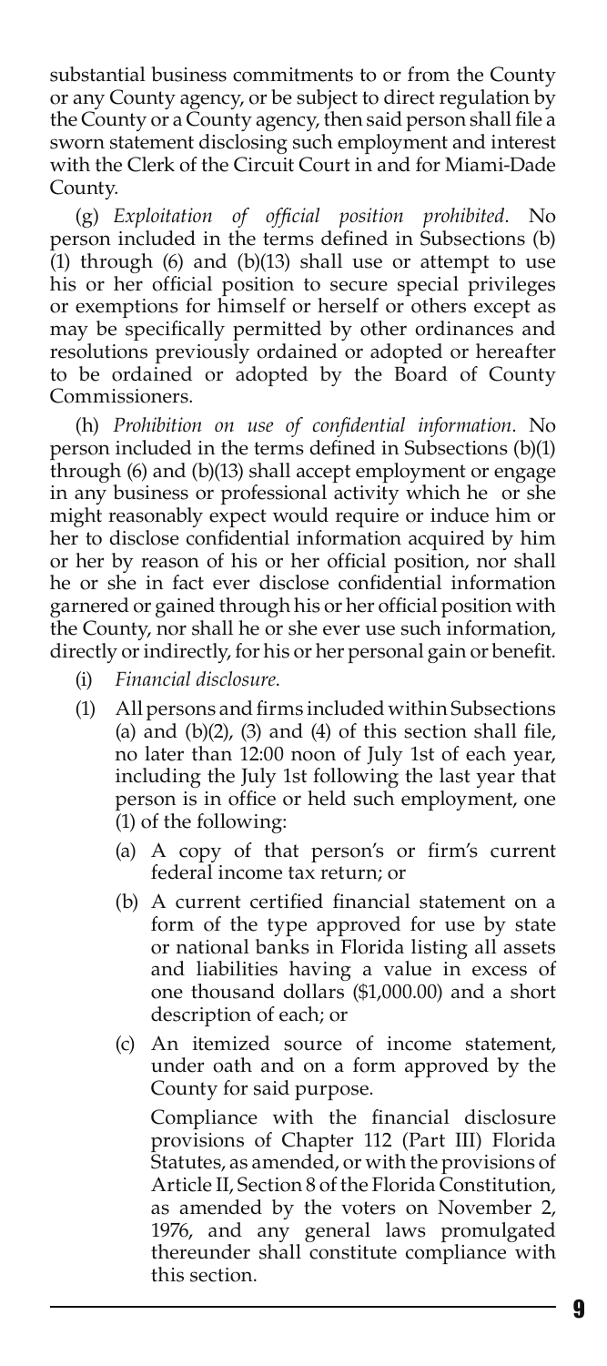substantial business commitments to or from the County or any County agency, or be subject to direct regulation by the County or a County agency, then said person shall file a sworn statement disclosing such employment and interest with the Clerk of the Circuit Court in and for Miami-Dade County.

(g) *Exploitation of official position prohibited*. No person included in the terms defined in Subsections (b)(1) through (6) and (b)(13) shall use or attempt to use his or her official position to secure special privileges or exemptions for himself or herself or others except as may be specifically permitted by other ordinances and resolutions previously ordained or adopted or hereafter to be ordained or adopted by the Board of County Commissioners.

(h) *Prohibition on use of confidential information*. No person included in the terms defined in Subsections (b)(1) through (6) and (b)(13) shall accept employment or engage in any business or professional activity which he or she might reasonably expect would require or induce him or her to disclose confidential information acquired by him or her by reason of his or her official position, nor shall he or she in fact ever disclose confidential information garnered or gained through his or her official position with the County, nor shall he or she ever use such information, directly or indirectly, for his or her personal gain or benefit.

(i) *Financial disclosure*.

(1) All persons and firms included within Subsections (a) and (b)(2), (3) and (4) of this section shall file, no later than 12:00 noon of July 1st of each year, including the July 1st following the last year that person is in office or held such employment, one (1) of the following:

(a) A copy of that person's or firm's current federal income tax return; or

(b) A current certified financial statement on a form of the type approved for use by state or national banks in Florida listing all assets and liabilities having a value in excess of one thousand dollars ($1,000.00) and a short description of each; or

(c) An itemized source of income statement, under oath and on a form approved by the County for said purpose.

Compliance with the financial disclosure provisions of Chapter 112 (Part III) Florida Statutes, as amended, or with the provisions of Article II, Section 8 of the Florida Constitution, as amended by the voters on November 2, 1976, and any general laws promulgated thereunder shall constitute compliance with this section.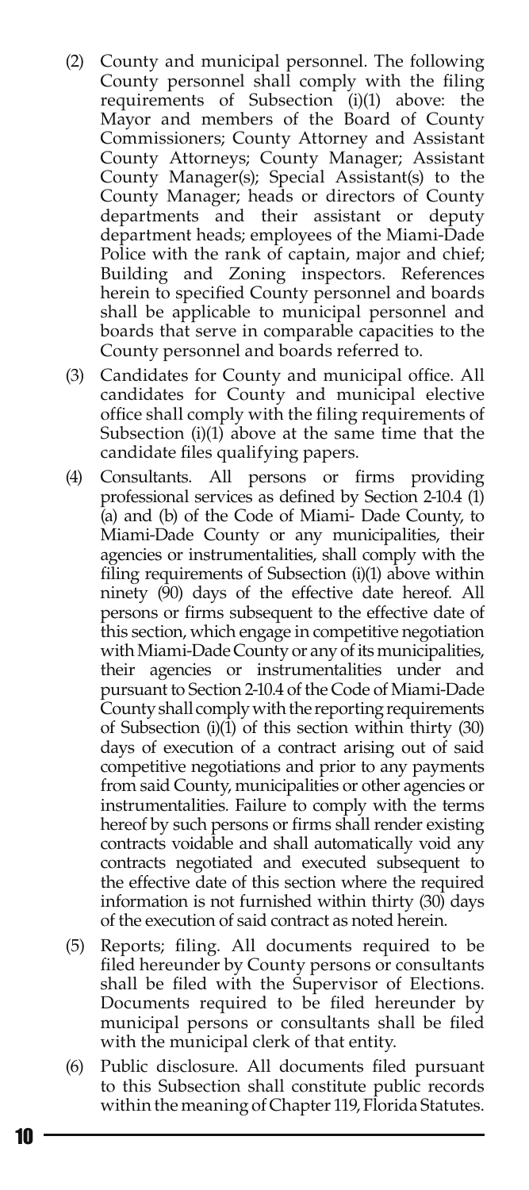(2) County and municipal personnel. The following County personnel shall comply with the filing requirements of Subsection (i)(1) above: the Mayor and members of the Board of County Commissioners; County Attorney and Assistant County Attorneys; County Manager; Assistant County Manager(s); Special Assistant(s) to the County Manager; heads or directors of County departments and their assistant or deputy department heads; employees of the Miami-Dade Police with the rank of captain, major and chief; Building and Zoning inspectors. References herein to specified County personnel and boards shall be applicable to municipal personnel and boards that serve in comparable capacities to the County personnel and boards referred to.

(3) Candidates for County and municipal office. All candidates for County and municipal elective office shall comply with the filing requirements of Subsection (i)(1) above at the same time that the candidate files qualifying papers.

(4) Consultants. All persons or firms providing professional services as defined by Section 2-10.4 (1) (a) and (b) of the Code of Miami- Dade County, to Miami-Dade County or any municipalities, their agencies or instrumentalities, shall comply with the filing requirements of Subsection (i)(1) above within ninety (90) days of the effective date hereof. All persons or firms subsequent to the effective date of this section, which engage in competitive negotiation with Miami-Dade County or any of its municipalities, their agencies or instrumentalities under and pursuant to Section 2-10.4 of the Code of Miami-Dade County shall comply with the reporting requirements of Subsection (i)(1) of this section within thirty (30) days of execution of a contract arising out of said competitive negotiations and prior to any payments from said County, municipalities or other agencies or instrumentalities. Failure to comply with the terms hereof by such persons or firms shall render existing contracts voidable and shall automatically void any contracts negotiated and executed subsequent to the effective date of this section where the required information is not furnished within thirty (30) days of the execution of said contract as noted herein.

(5) Reports; filing. All documents required to be filed hereunder by County persons or consultants shall be filed with the Supervisor of Elections. Documents required to be filed hereunder by municipal persons or consultants shall be filed with the municipal clerk of that entity.

(6) Public disclosure. All documents filed pursuant to this Subsection shall constitute public records within the meaning of Chapter 119, Florida Statutes.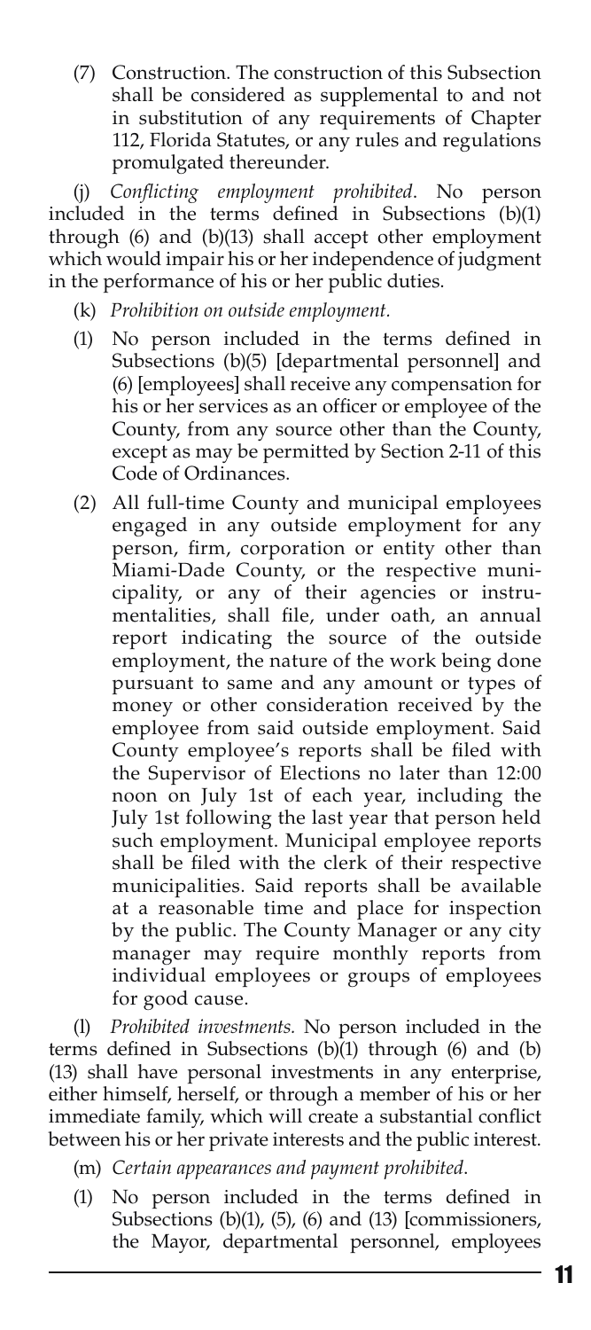(7) Construction. The construction of this Subsection shall be considered as supplemental to and not in substitution of any requirements of Chapter 112, Florida Statutes, or any rules and regulations promulgated thereunder.

(j) *Conflicting employment prohibited*. No person included in the terms defined in Subsections (b)(1) through (6) and (b)(13) shall accept other employment which would impair his or her independence of judgment in the performance of his or her public duties.

(k) *Prohibition on outside employment.*

(1) No person included in the terms defined in Subsections (b)(5) [departmental personnel] and (6) [employees] shall receive any compensation for his or her services as an officer or employee of the County, from any source other than the County, except as may be permitted by Section 2-11 of this Code of Ordinances.

(2) All full-time County and municipal employees engaged in any outside employment for any person, firm, corporation or entity other than Miami-Dade County, or the respective municipality, or any of their agencies or instrumentalities, shall file, under oath, an annual report indicating the source of the outside employment, the nature of the work being done pursuant to same and any amount or types of money or other consideration received by the employee from said outside employment. Said County employee's reports shall be filed with the Supervisor of Elections no later than 12:00 noon on July 1st of each year, including the July 1st following the last year that person held such employment. Municipal employee reports shall be filed with the clerk of their respective municipalities. Said reports shall be available at a reasonable time and place for inspection by the public. The County Manager or any city manager may require monthly reports from individual employees or groups of employees for good cause.

(l) *Prohibited investments.* No person included in the terms defined in Subsections (b)(1) through (6) and (b)(13) shall have personal investments in any enterprise, either himself, herself, or through a member of his or her immediate family, which will create a substantial conflict between his or her private interests and the public interest.

(m) *Certain appearances and payment prohibited*.

(1) No person included in the terms defined in Subsections (b)(1), (5), (6) and (13) [commissioners, the Mayor, departmental personnel, employees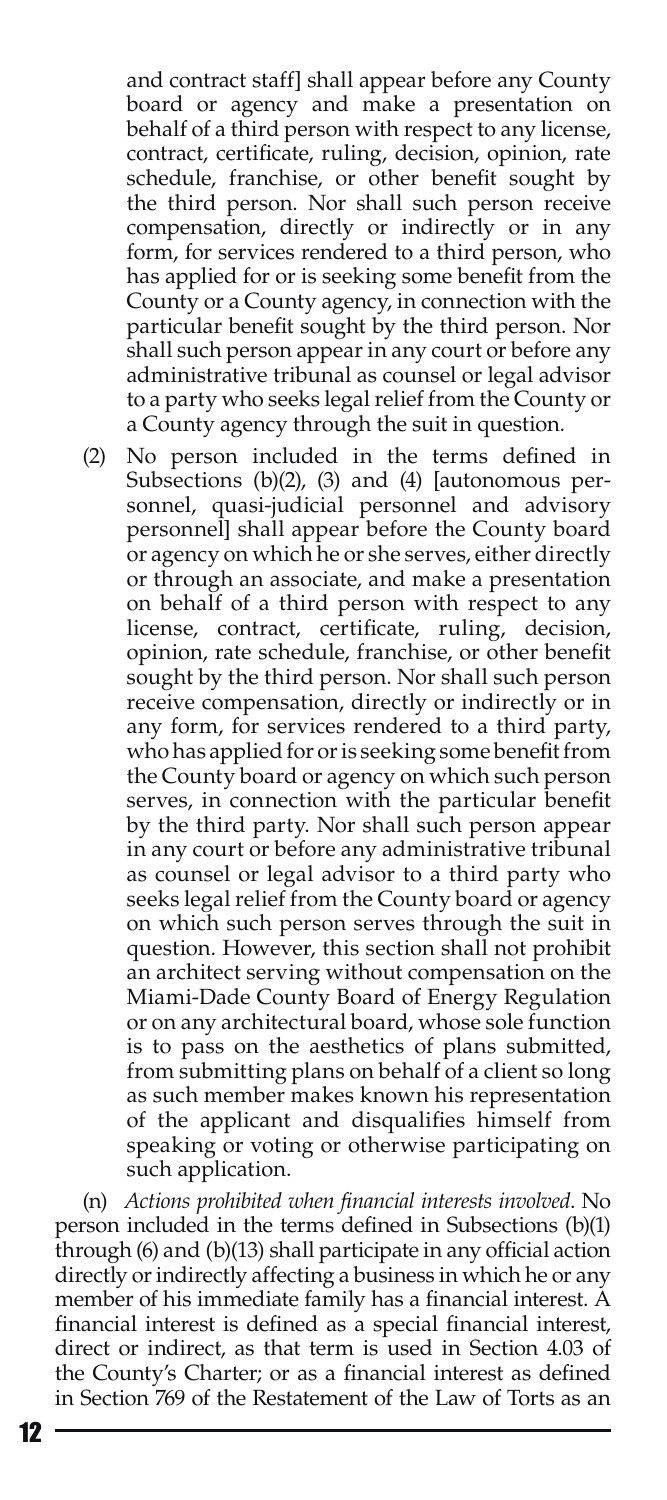and contract staff] shall appear before any County board or agency and make a presentation on behalf of a third person with respect to any license, contract, certificate, ruling, decision, opinion, rate schedule, franchise, or other benefit sought by the third person. Nor shall such person receive compensation, directly or indirectly or in any form, for services rendered to a third person, who has applied for or is seeking some benefit from the County or a County agency, in connection with the particular benefit sought by the third person. Nor shall such person appear in any court or before any administrative tribunal as counsel or legal advisor to a party who seeks legal relief from the County or a County agency through the suit in question.

(2) No person included in the terms defined in Subsections (b)(2), (3) and (4) [autonomous personnel, quasi-judicial personnel and advisory personnel] shall appear before the County board or agency on which he or she serves, either directly or through an associate, and make a presentation on behalf of a third person with respect to any license, contract, certificate, ruling, decision, opinion, rate schedule, franchise, or other benefit sought by the third person. Nor shall such person receive compensation, directly or indirectly or in any form, for services rendered to a third party, who has applied for or is seeking some benefit from the County board or agency on which such person serves, in connection with the particular benefit by the third party. Nor shall such person appear in any court or before any administrative tribunal as counsel or legal advisor to a third party who seeks legal relief from the County board or agency on which such person serves through the suit in question. However, this section shall not prohibit an architect serving without compensation on the Miami-Dade County Board of Energy Regulation or on any architectural board, whose sole function is to pass on the aesthetics of plans submitted, from submitting plans on behalf of a client so long as such member makes known his representation of the applicant and disqualifies himself from speaking or voting or otherwise participating on such application.

(n) *Actions prohibited when financial interests involved*. No person included in the terms defined in Subsections (b)(1) through (6) and (b)(13) shall participate in any official action directly or indirectly affecting a business in which he or any member of his immediate family has a financial interest. A financial interest is defined as a special financial interest, direct or indirect, as that term is used in Section 4.03 of the County's Charter; or as a financial interest as defined in Section 769 of the Restatement of the Law of Torts as an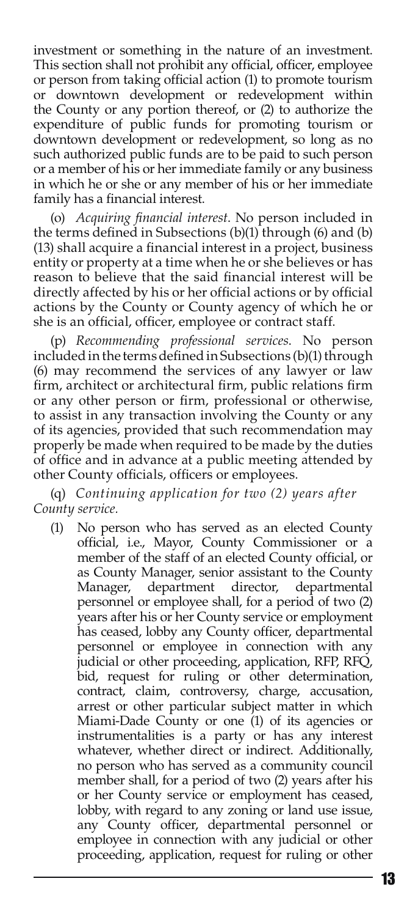investment or something in the nature of an investment. This section shall not prohibit any official, officer, employee or person from taking official action (1) to promote tourism or downtown development or redevelopment within the County or any portion thereof, or (2) to authorize the expenditure of public funds for promoting tourism or downtown development or redevelopment, so long as no such authorized public funds are to be paid to such person or a member of his or her immediate family or any business in which he or she or any member of his or her immediate family has a financial interest.

(o) *Acquiring financial interest*. No person included in the terms defined in Subsections (b)(1) through (6) and (b)(13) shall acquire a financial interest in a project, business entity or property at a time when he or she believes or has reason to believe that the said financial interest will be directly affected by his or her official actions or by official actions by the County or County agency of which he or she is an official, officer, employee or contract staff.

(p) *Recommending professional services*. No person included in the terms defined in Subsections (b)(1) through (6) may recommend the services of any lawyer or law firm, architect or architectural firm, public relations firm or any other person or firm, professional or otherwise, to assist in any transaction involving the County or any of its agencies, provided that such recommendation may properly be made when required to be made by the duties of office and in advance at a public meeting attended by other County officials, officers or employees.

(q) *Continuing application for two (2) years after County service.*

(1) No person who has served as an elected County official, i.e., Mayor, County Commissioner or a member of the staff of an elected County official, or as County Manager, senior assistant to the County Manager, department director, departmental personnel or employee shall, for a period of two (2) years after his or her County service or employment has ceased, lobby any County officer, departmental personnel or employee in connection with any judicial or other proceeding, application, RFP, RFQ, bid, request for ruling or other determination, contract, claim, controversy, charge, accusation, arrest or other particular subject matter in which Miami-Dade County or one (1) of its agencies or instrumentalities is a party or has any interest whatever, whether direct or indirect. Additionally, no person who has served as a community council member shall, for a period of two (2) years after his or her County service or employment has ceased, lobby, with regard to any zoning or land use issue, any County officer, departmental personnel or employee in connection with any judicial or other proceeding, application, request for ruling or other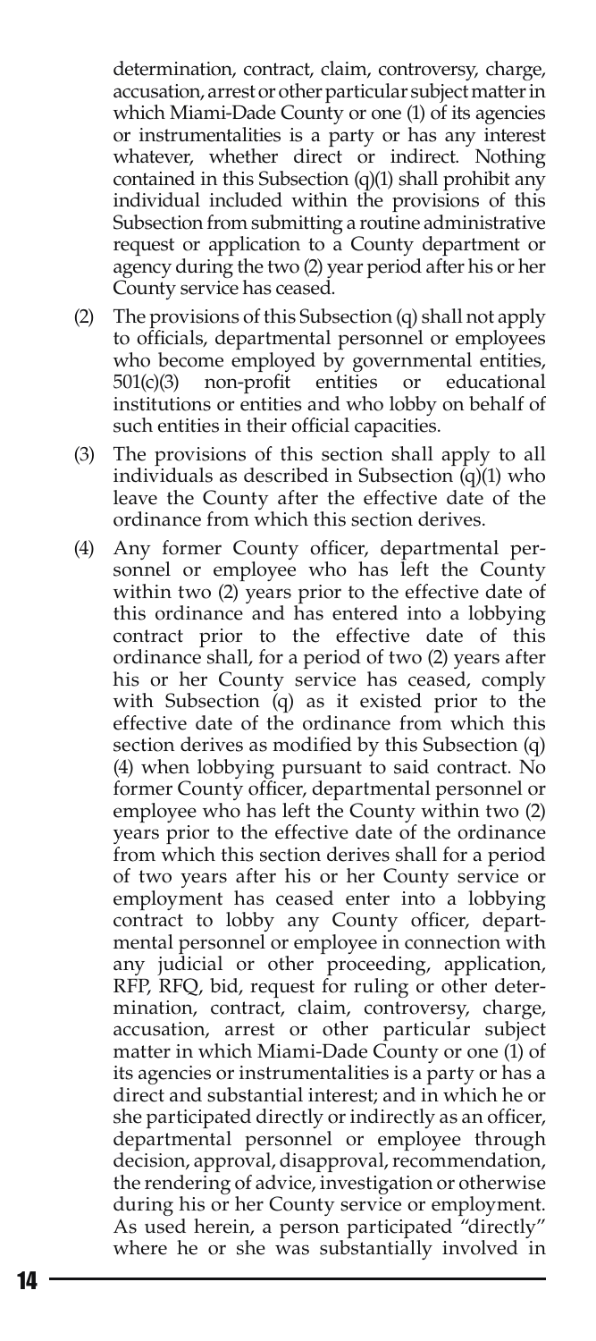determination, contract, claim, controversy, charge, accusation, arrest or other particular subject matter in which Miami-Dade County or one (1) of its agencies or instrumentalities is a party or has any interest whatever, whether direct or indirect. Nothing contained in this Subsection (q)(1) shall prohibit any individual included within the provisions of this Subsection from submitting a routine administrative request or application to a County department or agency during the two (2) year period after his or her County service has ceased.

(2) The provisions of this Subsection (q) shall not apply to officials, departmental personnel or employees who become employed by governmental entities, 501(c)(3) non-profit entities or educational institutions or entities and who lobby on behalf of such entities in their official capacities.

(3) The provisions of this section shall apply to all individuals as described in Subsection (q)(1) who leave the County after the effective date of the ordinance from which this section derives.

(4) Any former County officer, departmental personnel or employee who has left the County within two (2) years prior to the effective date of this ordinance and has entered into a lobbying contract prior to the effective date of this ordinance shall, for a period of two (2) years after his or her County service has ceased, comply with Subsection (q) as it existed prior to the effective date of the ordinance from which this section derives as modified by this Subsection (q)(4) when lobbying pursuant to said contract. No former County officer, departmental personnel or employee who has left the County within two (2) years prior to the effective date of the ordinance from which this section derives shall for a period of two years after his or her County service or employment has ceased enter into a lobbying contract to lobby any County officer, departmental personnel or employee in connection with any judicial or other proceeding, application, RFP, RFQ, bid, request for ruling or other determination, contract, claim, controversy, charge, accusation, arrest or other particular subject matter in which Miami-Dade County or one (1) of its agencies or instrumentalities is a party or has a direct and substantial interest; and in which he or she participated directly or indirectly as an officer, departmental personnel or employee through decision, approval, disapproval, recommendation, the rendering of advice, investigation or otherwise during his or her County service or employment. As used herein, a person participated "directly" where he or she was substantially involved in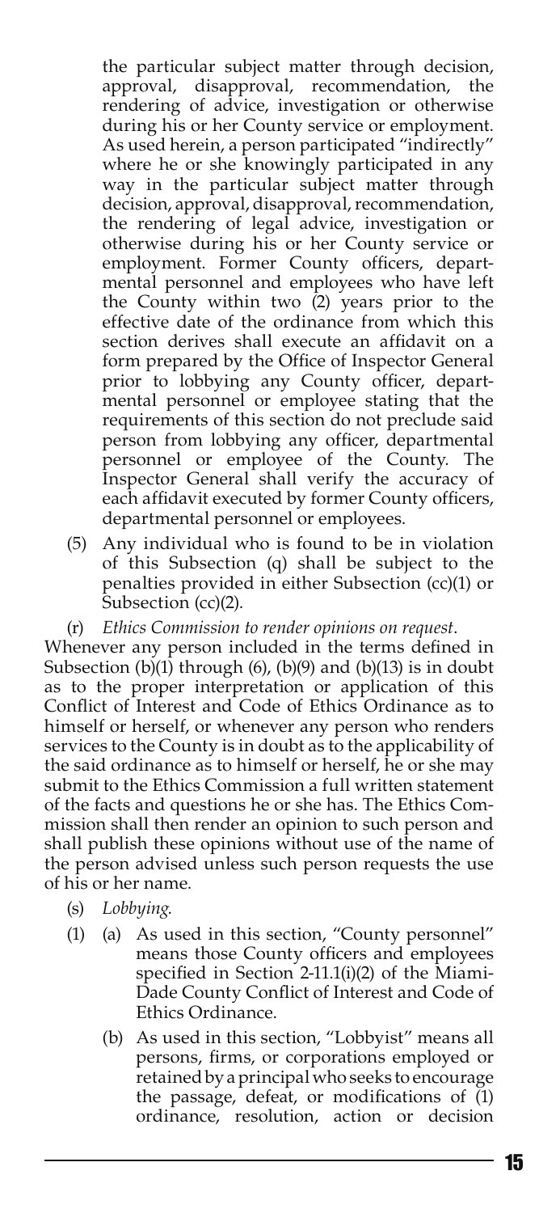the particular subject matter through decision, approval, disapproval, recommendation, the rendering of advice, investigation or otherwise during his or her County service or employment. As used herein, a person participated "indirectly" where he or she knowingly participated in any way in the particular subject matter through decision, approval, disapproval, recommendation, the rendering of legal advice, investigation or otherwise during his or her County service or employment. Former County officers, departmental personnel and employees who have left the County within two (2) years prior to the effective date of the ordinance from which this section derives shall execute an affidavit on a form prepared by the Office of Inspector General prior to lobbying any County officer, departmental personnel or employee stating that the requirements of this section do not preclude said person from lobbying any officer, departmental personnel or employee of the County. The Inspector General shall verify the accuracy of each affidavit executed by former County officers, departmental personnel or employees.

(5) Any individual who is found to be in violation of this Subsection (q) shall be subject to the penalties provided in either Subsection (cc)(1) or Subsection (cc)(2).

(r) *Ethics Commission to render opinions on request*. Whenever any person included in the terms defined in Subsection (b)(1) through (6), (b)(9) and (b)(13) is in doubt as to the proper interpretation or application of this Conflict of Interest and Code of Ethics Ordinance as to himself or herself, or whenever any person who renders services to the County is in doubt as to the applicability of the said ordinance as to himself or herself, he or she may submit to the Ethics Commission a full written statement of the facts and questions he or she has. The Ethics Commission shall then render an opinion to such person and shall publish these opinions without use of the name of the person advised unless such person requests the use of his or her name.

(s) *Lobbying*.

(1) (a) As used in this section, "County personnel" means those County officers and employees specified in Section 2-11.1(i)(2) of the Miami-Dade County Conflict of Interest and Code of Ethics Ordinance.

(b) As used in this section, "Lobbyist" means all persons, firms, or corporations employed or retained by a principal who seeks to encourage the passage, defeat, or modifications of (1) ordinance, resolution, action or decision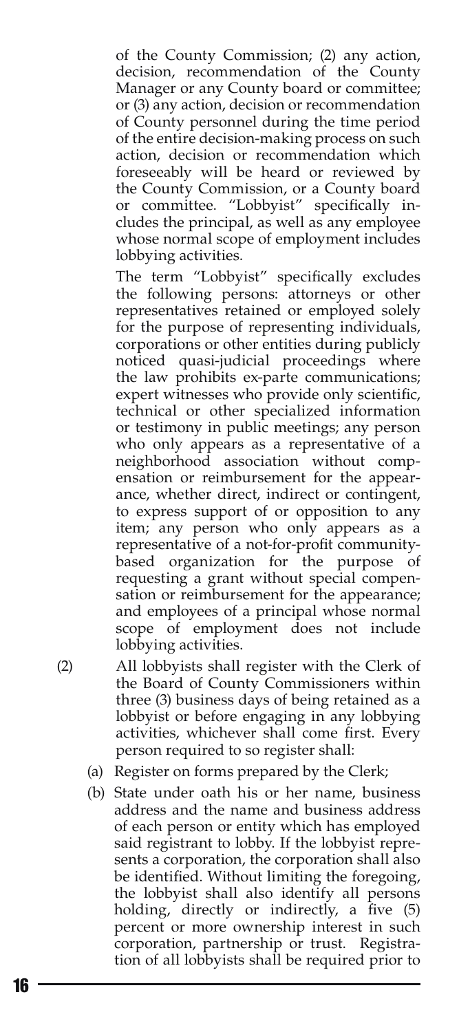of the County Commission; (2) any action, decision, recommendation of the County Manager or any County board or committee; or (3) any action, decision or recommendation of County personnel during the time period of the entire decision-making process on such action, decision or recommendation which foreseeably will be heard or reviewed by the County Commission, or a County board or committee. "Lobbyist" specifically includes the principal, as well as any employee whose normal scope of employment includes lobbying activities.

The term "Lobbyist" specifically excludes the following persons: attorneys or other representatives retained or employed solely for the purpose of representing individuals, corporations or other entities during publicly noticed quasi-judicial proceedings where the law prohibits ex-parte communications; expert witnesses who provide only scientific, technical or other specialized information or testimony in public meetings; any person who only appears as a representative of a neighborhood association without compensation or reimbursement for the appearance, whether direct, indirect or contingent, to express support of or opposition to any item; any person who only appears as a representative of a not-for-profit community-based organization for the purpose of requesting a grant without special compensation or reimbursement for the appearance; and employees of a principal whose normal scope of employment does not include lobbying activities.

(2) All lobbyists shall register with the Clerk of the Board of County Commissioners within three (3) business days of being retained as a lobbyist or before engaging in any lobbying activities, whichever shall come first. Every person required to so register shall:

(a) Register on forms prepared by the Clerk;

(b) State under oath his or her name, business address and the name and business address of each person or entity which has employed said registrant to lobby. If the lobbyist represents a corporation, the corporation shall also be identified. Without limiting the foregoing, the lobbyist shall also identify all persons holding, directly or indirectly, a five (5) percent or more ownership interest in such corporation, partnership or trust. Registration of all lobbyists shall be required prior to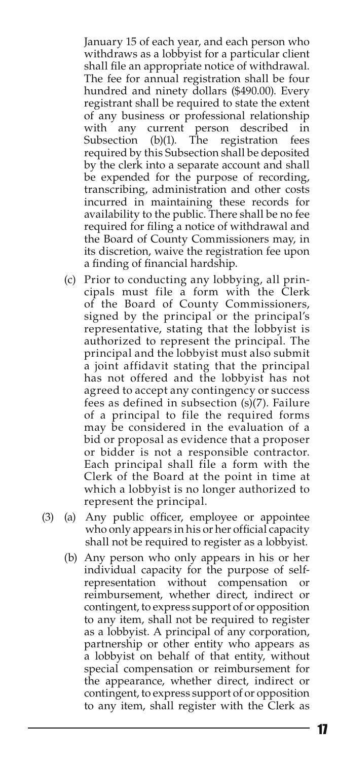January 15 of each year, and each person who withdraws as a lobbyist for a particular client shall file an appropriate notice of withdrawal. The fee for annual registration shall be four hundred and ninety dollars ($490.00). Every registrant shall be required to state the extent of any business or professional relationship with any current person described in Subsection (b)(1). The registration fees required by this Subsection shall be deposited by the clerk into a separate account and shall be expended for the purpose of recording, transcribing, administration and other costs incurred in maintaining these records for availability to the public. There shall be no fee required for filing a notice of withdrawal and the Board of County Commissioners may, in its discretion, waive the registration fee upon a finding of financial hardship.

(c) Prior to conducting any lobbying, all principals must file a form with the Clerk of the Board of County Commissioners, signed by the principal or the principal's representative, stating that the lobbyist is authorized to represent the principal. The principal and the lobbyist must also submit a joint affidavit stating that the principal has not offered and the lobbyist has not agreed to accept any contingency or success fees as defined in subsection (s)(7). Failure of a principal to file the required forms may be considered in the evaluation of a bid or proposal as evidence that a proposer or bidder is not a responsible contractor. Each principal shall file a form with the Clerk of the Board at the point in time at which a lobbyist is no longer authorized to represent the principal.

(3) (a) Any public officer, employee or appointee who only appears in his or her official capacity shall not be required to register as a lobbyist.

(b) Any person who only appears in his or her individual capacity for the purpose of self-representation without compensation or reimbursement, whether direct, indirect or contingent, to express support of or opposition to any item, shall not be required to register as a lobbyist. A principal of any corporation, partnership or other entity who appears as a lobbyist on behalf of that entity, without special compensation or reimbursement for the appearance, whether direct, indirect or contingent, to express support of or opposition to any item, shall register with the Clerk as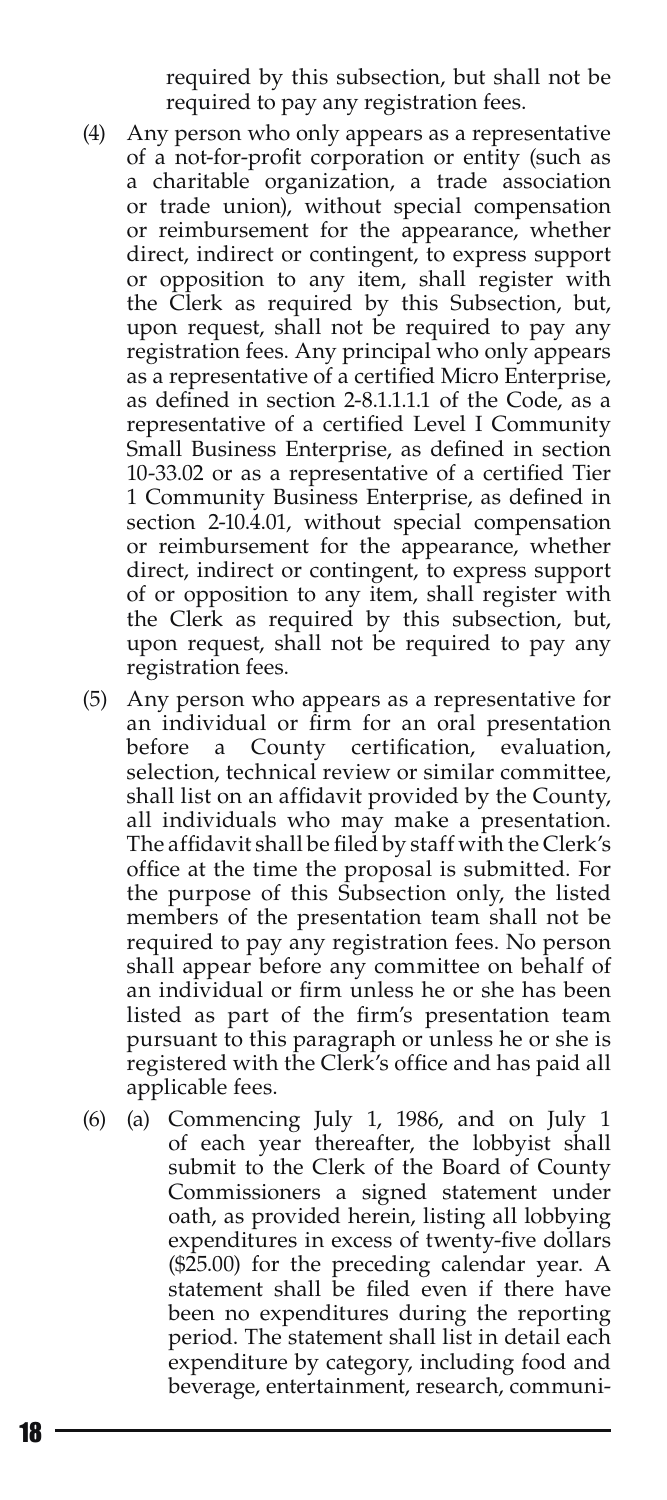required by this subsection, but shall not be required to pay any registration fees.

(4) Any person who only appears as a representative of a not-for-profit corporation or entity (such as a charitable organization, a trade association or trade union), without special compensation or reimbursement for the appearance, whether direct, indirect or contingent, to express support or opposition to any item, shall register with the Clerk as required by this Subsection, but, upon request, shall not be required to pay any registration fees. Any principal who only appears as a representative of a certified Micro Enterprise, as defined in section 2-8.1.1.1.1 of the Code, as a representative of a certified Level I Community Small Business Enterprise, as defined in section 10-33.02 or as a representative of a certified Tier 1 Community Business Enterprise, as defined in section 2-10.4.01, without special compensation or reimbursement for the appearance, whether direct, indirect or contingent, to express support of or opposition to any item, shall register with the Clerk as required by this subsection, but, upon request, shall not be required to pay any registration fees.

(5) Any person who appears as a representative for an individual or firm for an oral presentation before a County certification, evaluation, selection, technical review or similar committee, shall list on an affidavit provided by the County, all individuals who may make a presentation. The affidavit shall be filed by staff with the Clerk's office at the time the proposal is submitted. For the purpose of this Subsection only, the listed members of the presentation team shall not be required to pay any registration fees. No person shall appear before any committee on behalf of an individual or firm unless he or she has been listed as part of the firm's presentation team pursuant to this paragraph or unless he or she is registered with the Clerk's office and has paid all applicable fees.

(6) (a) Commencing July 1, 1986, and on July 1 of each year thereafter, the lobbyist shall submit to the Clerk of the Board of County Commissioners a signed statement under oath, as provided herein, listing all lobbying expenditures in excess of twenty-five dollars ($25.00) for the preceding calendar year. A statement shall be filed even if there have been no expenditures during the reporting period. The statement shall list in detail each expenditure by category, including food and beverage, entertainment, research, communi-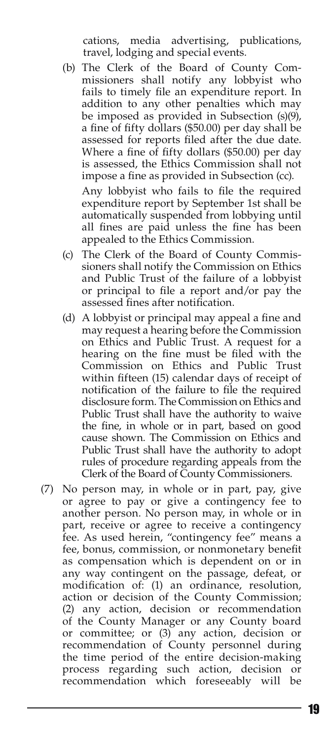cations, media advertising, publications, travel, lodging and special events.

(b) The Clerk of the Board of County Commissioners shall notify any lobbyist who fails to timely file an expenditure report. In addition to any other penalties which may be imposed as provided in Subsection (s)(9), a fine of fifty dollars ($50.00) per day shall be assessed for reports filed after the due date. Where a fine of fifty dollars ($50.00) per day is assessed, the Ethics Commission shall not impose a fine as provided in Subsection (cc).

Any lobbyist who fails to file the required expenditure report by September 1st shall be automatically suspended from lobbying until all fines are paid unless the fine has been appealed to the Ethics Commission.

(c) The Clerk of the Board of County Commissioners shall notify the Commission on Ethics and Public Trust of the failure of a lobbyist or principal to file a report and/or pay the assessed fines after notification.

(d) A lobbyist or principal may appeal a fine and may request a hearing before the Commission on Ethics and Public Trust. A request for a hearing on the fine must be filed with the Commission on Ethics and Public Trust within fifteen (15) calendar days of receipt of notification of the failure to file the required disclosure form. The Commission on Ethics and Public Trust shall have the authority to waive the fine, in whole or in part, based on good cause shown. The Commission on Ethics and Public Trust shall have the authority to adopt rules of procedure regarding appeals from the Clerk of the Board of County Commissioners.

(7) No person may, in whole or in part, pay, give or agree to pay or give a contingency fee to another person. No person may, in whole or in part, receive or agree to receive a contingency fee. As used herein, "contingency fee" means a fee, bonus, commission, or nonmonetary benefit as compensation which is dependent on or in any way contingent on the passage, defeat, or modification of: (1) an ordinance, resolution, action or decision of the County Commission; (2) any action, decision or recommendation of the County Manager or any County board or committee; or (3) any action, decision or recommendation of County personnel during the time period of the entire decision-making process regarding such action, decision or recommendation which foreseeably will be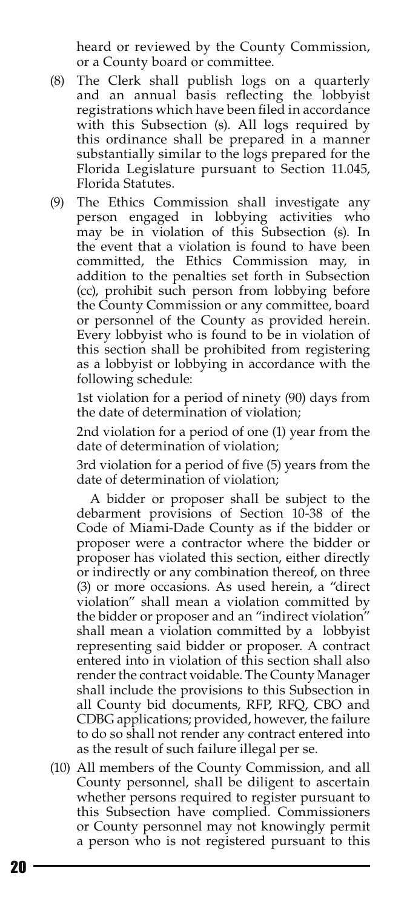heard or reviewed by the County Commission, or a County board or committee.

(8) The Clerk shall publish logs on a quarterly and an annual basis reflecting the lobbyist registrations which have been filed in accordance with this Subsection (s). All logs required by this ordinance shall be prepared in a manner substantially similar to the logs prepared for the Florida Legislature pursuant to Section 11.045, Florida Statutes.

(9) The Ethics Commission shall investigate any person engaged in lobbying activities who may be in violation of this Subsection (s). In the event that a violation is found to have been committed, the Ethics Commission may, in addition to the penalties set forth in Subsection (cc), prohibit such person from lobbying before the County Commission or any committee, board or personnel of the County as provided herein. Every lobbyist who is found to be in violation of this section shall be prohibited from registering as a lobbyist or lobbying in accordance with the following schedule:

1st violation for a period of ninety (90) days from the date of determination of violation;

2nd violation for a period of one (1) year from the date of determination of violation;

3rd violation for a period of five (5) years from the date of determination of violation;

A bidder or proposer shall be subject to the debarment provisions of Section 10-38 of the Code of Miami-Dade County as if the bidder or proposer were a contractor where the bidder or proposer has violated this section, either directly or indirectly or any combination thereof, on three (3) or more occasions. As used herein, a "direct violation" shall mean a violation committed by the bidder or proposer and an "indirect violation" shall mean a violation committed by a lobbyist representing said bidder or proposer. A contract entered into in violation of this section shall also render the contract voidable. The County Manager shall include the provisions to this Subsection in all County bid documents, RFP, RFQ, CBO and CDBG applications; provided, however, the failure to do so shall not render any contract entered into as the result of such failure illegal per se.

(10) All members of the County Commission, and all County personnel, shall be diligent to ascertain whether persons required to register pursuant to this Subsection have complied. Commissioners or County personnel may not knowingly permit a person who is not registered pursuant to this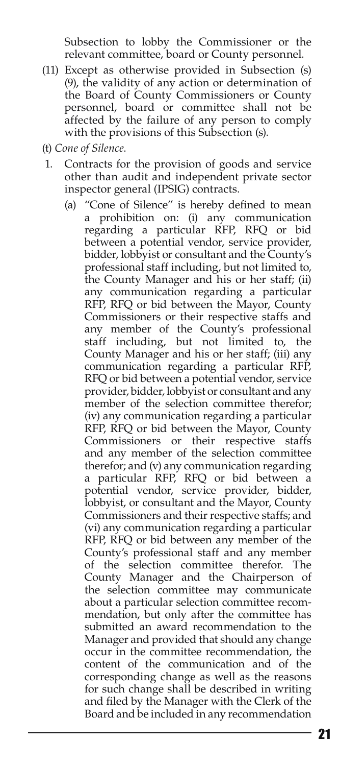Subsection to lobby the Commissioner or the relevant committee, board or County personnel.

(11) Except as otherwise provided in Subsection (s) (9), the validity of any action or determination of the Board of County Commissioners or County personnel, board or committee shall not be affected by the failure of any person to comply with the provisions of this Subsection (s).

(t) *Cone of Silence.*

1. Contracts for the provision of goods and service other than audit and independent private sector inspector general (IPSIG) contracts.

   (a) "Cone of Silence" is hereby defined to mean a prohibition on: (i) any communication regarding a particular RFP, RFQ or bid between a potential vendor, service provider, bidder, lobbyist or consultant and the County's professional staff including, but not limited to, the County Manager and his or her staff; (ii) any communication regarding a particular RFP, RFQ or bid between the Mayor, County Commissioners or their respective staffs and any member of the County's professional staff including, but not limited to, the County Manager and his or her staff; (iii) any communication regarding a particular RFP, RFQ or bid between a potential vendor, service provider, bidder, lobbyist or consultant and any member of the selection committee therefor; (iv) any communication regarding a particular RFP, RFQ or bid between the Mayor, County Commissioners or their respective staffs and any member of the selection committee therefor; and (v) any communication regarding a particular RFP, RFQ or bid between a potential vendor, service provider, bidder, lobbyist, or consultant and the Mayor, County Commissioners and their respective staffs; and (vi) any communication regarding a particular RFP, RFQ or bid between any member of the County's professional staff and any member of the selection committee therefor. The County Manager and the Chairperson of the selection committee may communicate about a particular selection committee recommendation, but only after the committee has submitted an award recommendation to the Manager and provided that should any change occur in the committee recommendation, the content of the communication and of the corresponding change as well as the reasons for such change shall be described in writing and filed by the Manager with the Clerk of the Board and be included in any recommendation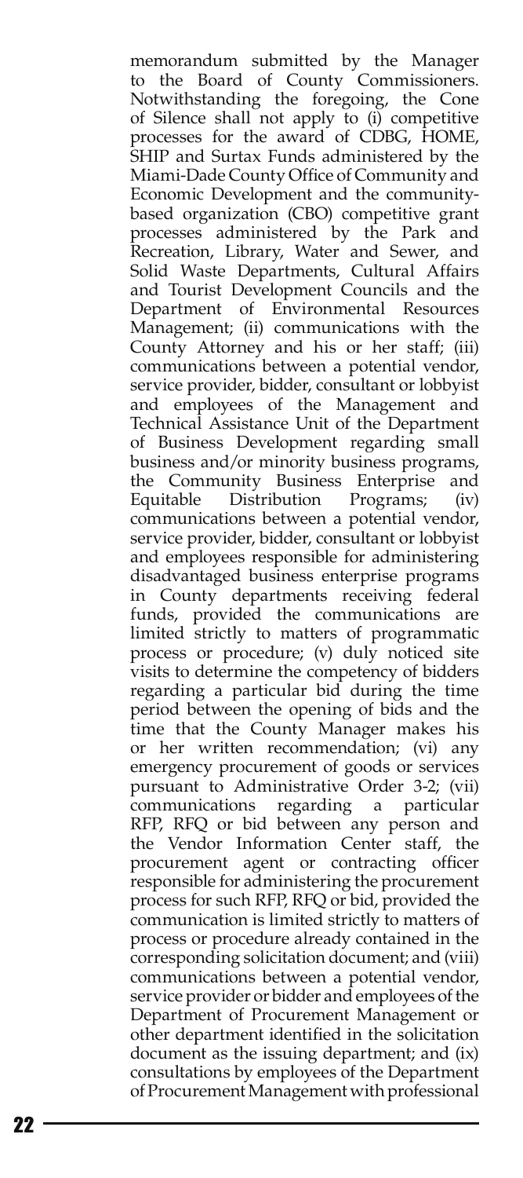memorandum submitted by the Manager to the Board of County Commissioners. Notwithstanding the foregoing, the Cone of Silence shall not apply to (i) competitive processes for the award of CDBG, HOME, SHIP and Surtax Funds administered by the Miami-Dade County Office of Community and Economic Development and the community-based organization (CBO) competitive grant processes administered by the Park and Recreation, Library, Water and Sewer, and Solid Waste Departments, Cultural Affairs and Tourist Development Councils and the Department of Environmental Resources Management; (ii) communications with the County Attorney and his or her staff; (iii) communications between a potential vendor, service provider, bidder, consultant or lobbyist and employees of the Management and Technical Assistance Unit of the Department of Business Development regarding small business and/or minority business programs, the Community Business Enterprise and Equitable Distribution Programs; (iv) communications between a potential vendor, service provider, bidder, consultant or lobbyist and employees responsible for administering disadvantaged business enterprise programs in County departments receiving federal funds, provided the communications are limited strictly to matters of programmatic process or procedure; (v) duly noticed site visits to determine the competency of bidders regarding a particular bid during the time period between the opening of bids and the time that the County Manager makes his or her written recommendation; (vi) any emergency procurement of goods or services pursuant to Administrative Order 3-2; (vii) communications regarding a particular RFP, RFQ or bid between any person and the Vendor Information Center staff, the procurement agent or contracting officer responsible for administering the procurement process for such RFP, RFQ or bid, provided the communication is limited strictly to matters of process or procedure already contained in the corresponding solicitation document; and (viii) communications between a potential vendor, service provider or bidder and employees of the Department of Procurement Management or other department identified in the solicitation document as the issuing department; and (ix) consultations by employees of the Department of Procurement Management with professional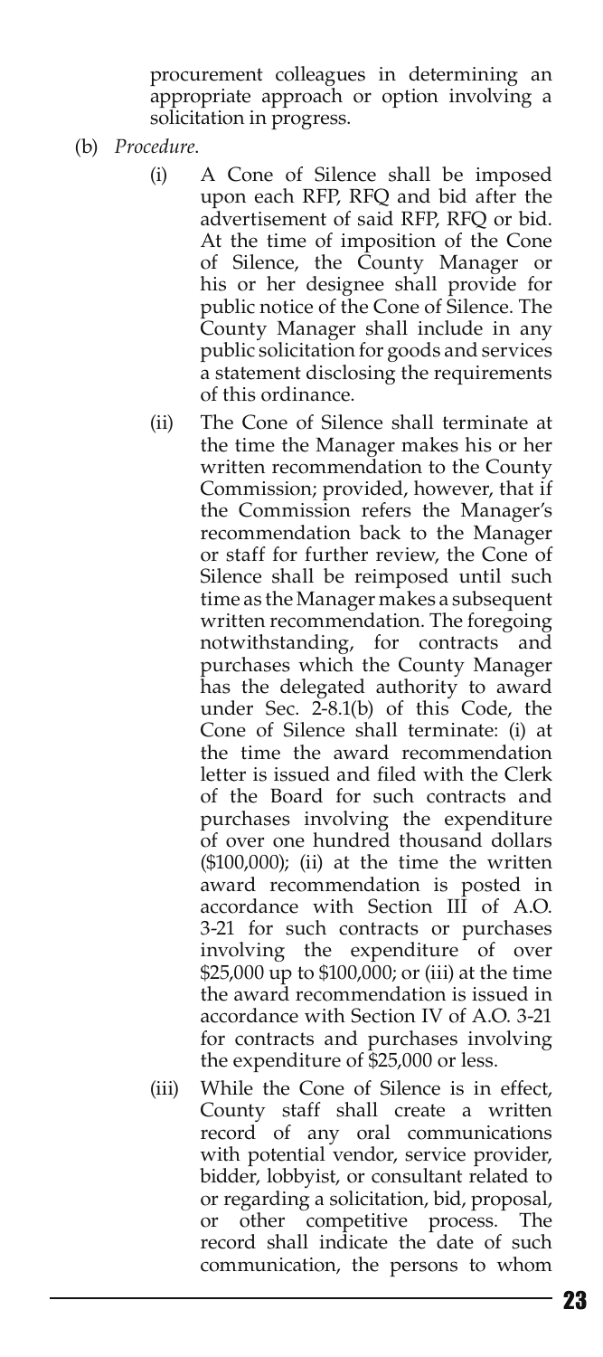procurement colleagues in determining an appropriate approach or option involving a solicitation in progress.

(b) *Procedure.*

(i) A Cone of Silence shall be imposed upon each RFP, RFQ and bid after the advertisement of said RFP, RFQ or bid. At the time of imposition of the Cone of Silence, the County Manager or his or her designee shall provide for public notice of the Cone of Silence. The County Manager shall include in any public solicitation for goods and services a statement disclosing the requirements of this ordinance.

(ii) The Cone of Silence shall terminate at the time the Manager makes his or her written recommendation to the County Commission; provided, however, that if the Commission refers the Manager's recommendation back to the Manager or staff for further review, the Cone of Silence shall be reimposed until such time as the Manager makes a subsequent written recommendation. The foregoing notwithstanding, for contracts and purchases which the County Manager has the delegated authority to award under Sec. 2-8.1(b) of this Code, the Cone of Silence shall terminate: (i) at the time the award recommendation letter is issued and filed with the Clerk of the Board for such contracts and purchases involving the expenditure of over one hundred thousand dollars ($100,000); (ii) at the time the written award recommendation is posted in accordance with Section III of A.O. 3-21 for such contracts or purchases involving the expenditure of over $25,000 up to $100,000; or (iii) at the time the award recommendation is issued in accordance with Section IV of A.O. 3-21 for contracts and purchases involving the expenditure of $25,000 or less.

(iii) While the Cone of Silence is in effect, County staff shall create a written record of any oral communications with potential vendor, service provider, bidder, lobbyist, or consultant related to or regarding a solicitation, bid, proposal, or other competitive process. The record shall indicate the date of such communication, the persons to whom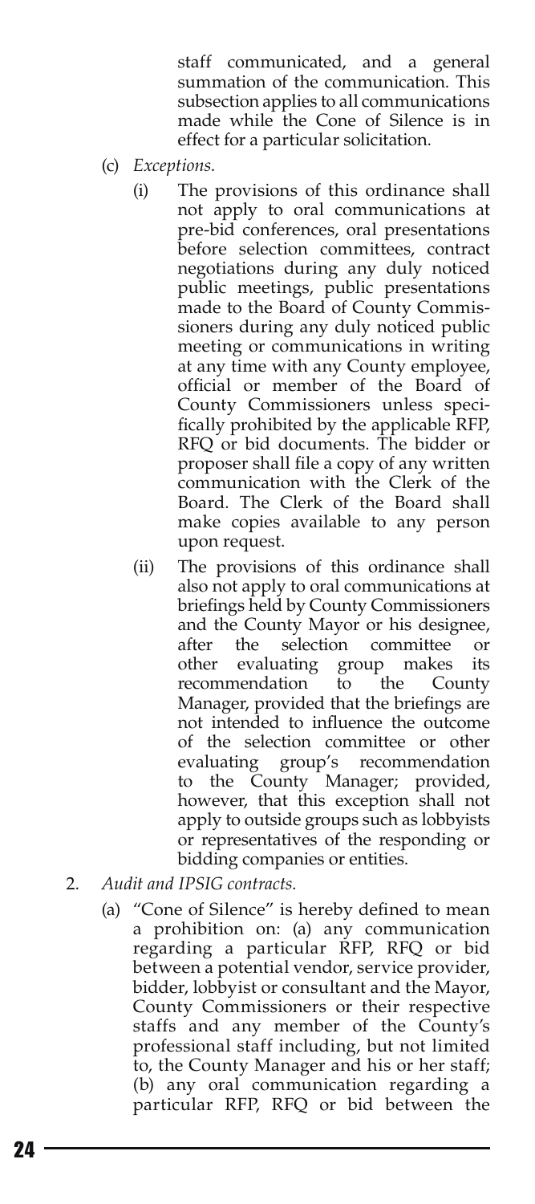staff communicated, and a general summation of the communication. This subsection applies to all communications made while the Cone of Silence is in effect for a particular solicitation.

(c) *Exceptions.*

(i) The provisions of this ordinance shall not apply to oral communications at pre-bid conferences, oral presentations before selection committees, contract negotiations during any duly noticed public meetings, public presentations made to the Board of County Commissioners during any duly noticed public meeting or communications in writing at any time with any County employee, official or member of the Board of County Commissioners unless specifically prohibited by the applicable RFP, RFQ or bid documents. The bidder or proposer shall file a copy of any written communication with the Clerk of the Board. The Clerk of the Board shall make copies available to any person upon request.

(ii) The provisions of this ordinance shall also not apply to oral communications at briefings held by County Commissioners and the County Mayor or his designee, after the selection committee or other evaluating group makes its recommendation to the County Manager, provided that the briefings are not intended to influence the outcome of the selection committee or other evaluating group's recommendation to the County Manager; provided, however, that this exception shall not apply to outside groups such as lobbyists or representatives of the responding or bidding companies or entities.

2. *Audit and IPSIG contracts.*

(a) "Cone of Silence" is hereby defined to mean a prohibition on: (a) any communication regarding a particular RFP, RFQ or bid between a potential vendor, service provider, bidder, lobbyist or consultant and the Mayor, County Commissioners or their respective staffs and any member of the County's professional staff including, but not limited to, the County Manager and his or her staff; (b) any oral communication regarding a particular RFP, RFQ or bid between the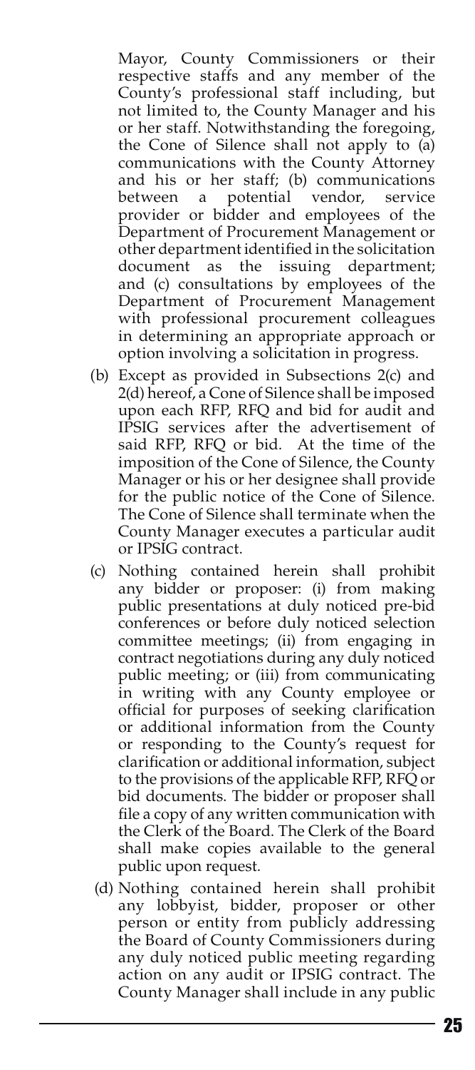Mayor, County Commissioners or their respective staffs and any member of the County's professional staff including, but not limited to, the County Manager and his or her staff. Notwithstanding the foregoing, the Cone of Silence shall not apply to (a) communications with the County Attorney and his or her staff; (b) communications between a potential vendor, service provider or bidder and employees of the Department of Procurement Management or other department identified in the solicitation document as the issuing department; and (c) consultations by employees of the Department of Procurement Management with professional procurement colleagues in determining an appropriate approach or option involving a solicitation in progress.

(b) Except as provided in Subsections 2(c) and 2(d) hereof, a Cone of Silence shall be imposed upon each RFP, RFQ and bid for audit and IPSIG services after the advertisement of said RFP, RFQ or bid. At the time of the imposition of the Cone of Silence, the County Manager or his or her designee shall provide for the public notice of the Cone of Silence. The Cone of Silence shall terminate when the County Manager executes a particular audit or IPSIG contract.

(c) Nothing contained herein shall prohibit any bidder or proposer: (i) from making public presentations at duly noticed pre-bid conferences or before duly noticed selection committee meetings; (ii) from engaging in contract negotiations during any duly noticed public meeting; or (iii) from communicating in writing with any County employee or official for purposes of seeking clarification or additional information from the County or responding to the County's request for clarification or additional information, subject to the provisions of the applicable RFP, RFQ or bid documents. The bidder or proposer shall file a copy of any written communication with the Clerk of the Board. The Clerk of the Board shall make copies available to the general public upon request.

(d) Nothing contained herein shall prohibit any lobbyist, bidder, proposer or other person or entity from publicly addressing the Board of County Commissioners during any duly noticed public meeting regarding action on any audit or IPSIG contract. The County Manager shall include in any public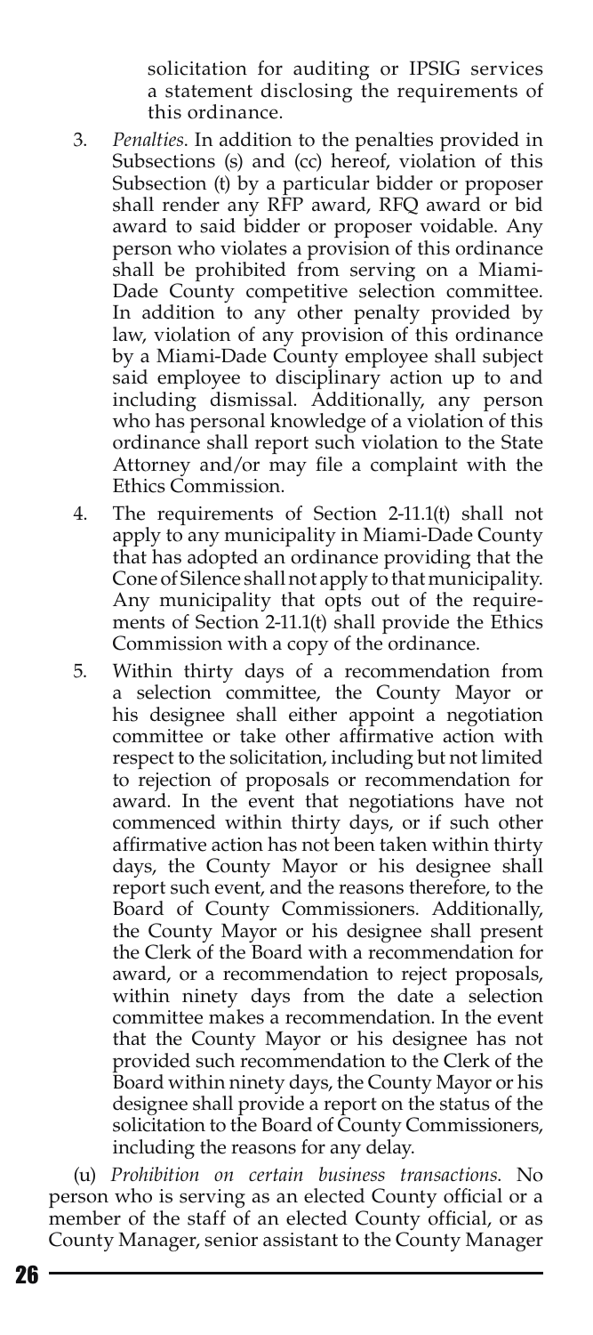solicitation for auditing or IPSIG services a statement disclosing the requirements of this ordinance.

3. *Penalties*. In addition to the penalties provided in Subsections (s) and (cc) hereof, violation of this Subsection (t) by a particular bidder or proposer shall render any RFP award, RFQ award or bid award to said bidder or proposer voidable. Any person who violates a provision of this ordinance shall be prohibited from serving on a Miami-Dade County competitive selection committee. In addition to any other penalty provided by law, violation of any provision of this ordinance by a Miami-Dade County employee shall subject said employee to disciplinary action up to and including dismissal. Additionally, any person who has personal knowledge of a violation of this ordinance shall report such violation to the State Attorney and/or may file a complaint with the Ethics Commission.
4. The requirements of Section 2-11.1(t) shall not apply to any municipality in Miami-Dade County that has adopted an ordinance providing that the Cone of Silence shall not apply to that municipality. Any municipality that opts out of the requirements of Section 2-11.1(t) shall provide the Ethics Commission with a copy of the ordinance.
5. Within thirty days of a recommendation from a selection committee, the County Mayor or his designee shall either appoint a negotiation committee or take other affirmative action with respect to the solicitation, including but not limited to rejection of proposals or recommendation for award. In the event that negotiations have not commenced within thirty days, or if such other affirmative action has not been taken within thirty days, the County Mayor or his designee shall report such event, and the reasons therefore, to the Board of County Commissioners. Additionally, the County Mayor or his designee shall present the Clerk of the Board with a recommendation for award, or a recommendation to reject proposals, within ninety days from the date a selection committee makes a recommendation. In the event that the County Mayor or his designee has not provided such recommendation to the Clerk of the Board within ninety days, the County Mayor or his designee shall provide a report on the status of the solicitation to the Board of County Commissioners, including the reasons for any delay.

(u) *Prohibition on certain business transactions*. No person who is serving as an elected County official or a member of the staff of an elected County official, or as County Manager, senior assistant to the County Manager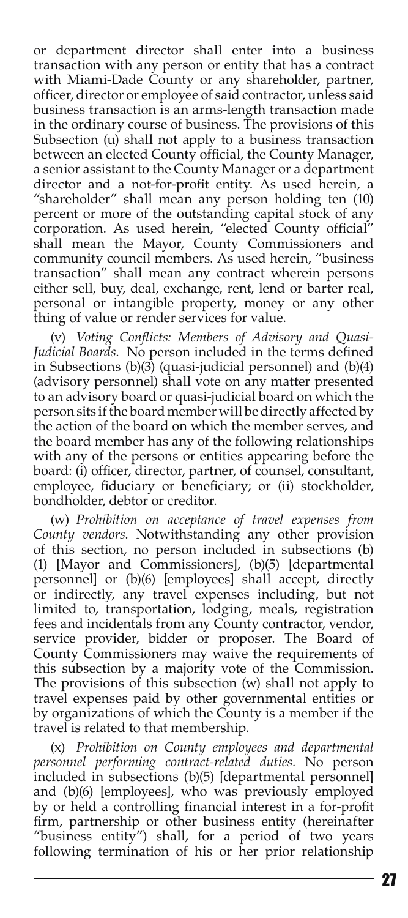or department director shall enter into a business transaction with any person or entity that has a contract with Miami-Dade County or any shareholder, partner, officer, director or employee of said contractor, unless said business transaction is an arms-length transaction made in the ordinary course of business. The provisions of this Subsection (u) shall not apply to a business transaction between an elected County official, the County Manager, a senior assistant to the County Manager or a department director and a not-for-profit entity. As used herein, a "shareholder" shall mean any person holding ten (10) percent or more of the outstanding capital stock of any corporation. As used herein, "elected County official" shall mean the Mayor, County Commissioners and community council members. As used herein, "business transaction" shall mean any contract wherein persons either sell, buy, deal, exchange, rent, lend or barter real, personal or intangible property, money or any other thing of value or render services for value.

(v) *Voting Conflicts: Members of Advisory and Quasi-Judicial Boards.* No person included in the terms defined in Subsections (b)(3) (quasi-judicial personnel) and (b)(4) (advisory personnel) shall vote on any matter presented to an advisory board or quasi-judicial board on which the person sits if the board member will be directly affected by the action of the board on which the member serves, and the board member has any of the following relationships with any of the persons or entities appearing before the board: (i) officer, director, partner, of counsel, consultant, employee, fiduciary or beneficiary; or (ii) stockholder, bondholder, debtor or creditor.

(w) *Prohibition on acceptance of travel expenses from County vendors.* Notwithstanding any other provision of this section, no person included in subsections (b)(1) [Mayor and Commissioners], (b)(5) [departmental personnel] or (b)(6) [employees] shall accept, directly or indirectly, any travel expenses including, but not limited to, transportation, lodging, meals, registration fees and incidentals from any County contractor, vendor, service provider, bidder or proposer. The Board of County Commissioners may waive the requirements of this subsection by a majority vote of the Commission. The provisions of this subsection (w) shall not apply to travel expenses paid by other governmental entities or by organizations of which the County is a member if the travel is related to that membership.

(x) *Prohibition on County employees and departmental personnel performing contract-related duties.* No person included in subsections (b)(5) [departmental personnel] and (b)(6) [employees], who was previously employed by or held a controlling financial interest in a for-profit firm, partnership or other business entity (hereinafter "business entity") shall, for a period of two years following termination of his or her prior relationship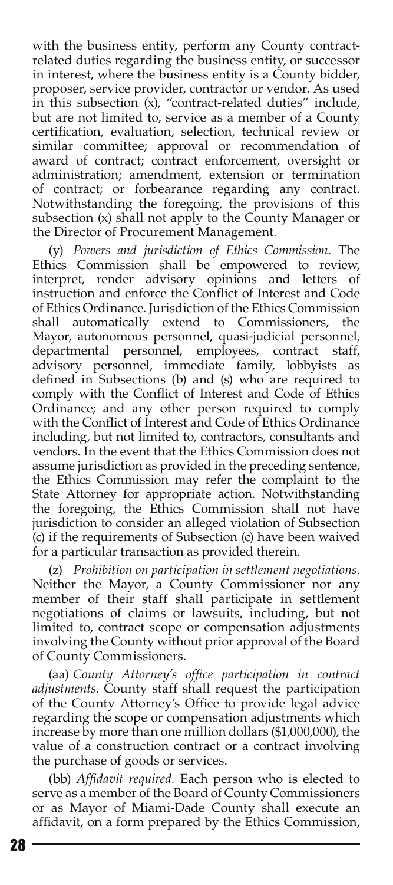with the business entity, perform any County contract-related duties regarding the business entity, or successor in interest, where the business entity is a County bidder, proposer, service provider, contractor or vendor. As used in this subsection (x), "contract-related duties" include, but are not limited to, service as a member of a County certification, evaluation, selection, technical review or similar committee; approval or recommendation of award of contract; contract enforcement, oversight or administration; amendment, extension or termination of contract; or forbearance regarding any contract. Notwithstanding the foregoing, the provisions of this subsection (x) shall not apply to the County Manager or the Director of Procurement Management.

(y) *Powers and jurisdiction of Ethics Commission.* The Ethics Commission shall be empowered to review, interpret, render advisory opinions and letters of instruction and enforce the Conflict of Interest and Code of Ethics Ordinance. Jurisdiction of the Ethics Commission shall automatically extend to Commissioners, the Mayor, autonomous personnel, quasi-judicial personnel, departmental personnel, employees, contract staff, advisory personnel, immediate family, lobbyists as defined in Subsections (b) and (s) who are required to comply with the Conflict of Interest and Code of Ethics Ordinance; and any other person required to comply with the Conflict of Interest and Code of Ethics Ordinance including, but not limited to, contractors, consultants and vendors. In the event that the Ethics Commission does not assume jurisdiction as provided in the preceding sentence, the Ethics Commission may refer the complaint to the State Attorney for appropriate action. Notwithstanding the foregoing, the Ethics Commission shall not have jurisdiction to consider an alleged violation of Subsection (c) if the requirements of Subsection (c) have been waived for a particular transaction as provided therein.

(z) *Prohibition on participation in settlement negotiations.* Neither the Mayor, a County Commissioner nor any member of their staff shall participate in settlement negotiations of claims or lawsuits, including, but not limited to, contract scope or compensation adjustments involving the County without prior approval of the Board of County Commissioners.

(aa) *County Attorney's office participation in contract adjustments.* County staff shall request the participation of the County Attorney's Office to provide legal advice regarding the scope or compensation adjustments which increase by more than one million dollars ($1,000,000), the value of a construction contract or a contract involving the purchase of goods or services.

(bb) *Affidavit required.* Each person who is elected to serve as a member of the Board of County Commissioners or as Mayor of Miami-Dade County shall execute an affidavit, on a form prepared by the Ethics Commission,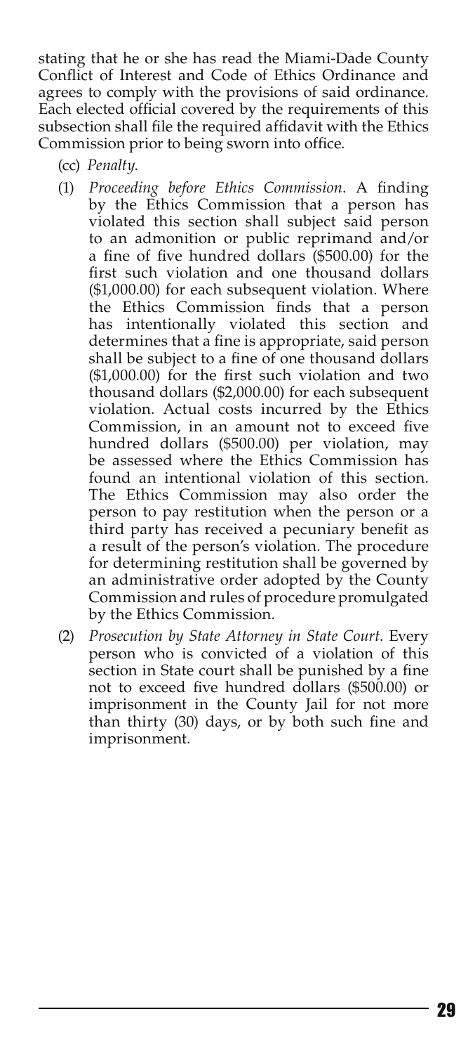stating that he or she has read the Miami-Dade County Conflict of Interest and Code of Ethics Ordinance and agrees to comply with the provisions of said ordinance. Each elected official covered by the requirements of this subsection shall file the required affidavit with the Ethics Commission prior to being sworn into office.

(cc) *Penalty*.

(1) *Proceeding before Ethics Commission*. A finding by the Ethics Commission that a person has violated this section shall subject said person to an admonition or public reprimand and/or a fine of five hundred dollars ($500.00) for the first such violation and one thousand dollars ($1,000.00) for each subsequent violation. Where the Ethics Commission finds that a person has intentionally violated this section and determines that a fine is appropriate, said person shall be subject to a fine of one thousand dollars ($1,000.00) for the first such violation and two thousand dollars ($2,000.00) for each subsequent violation. Actual costs incurred by the Ethics Commission, in an amount not to exceed five hundred dollars ($500.00) per violation, may be assessed where the Ethics Commission has found an intentional violation of this section. The Ethics Commission may also order the person to pay restitution when the person or a third party has received a pecuniary benefit as a result of the person's violation. The procedure for determining restitution shall be governed by an administrative order adopted by the County Commission and rules of procedure promulgated by the Ethics Commission.

(2) *Prosecution by State Attorney in State Court*. Every person who is convicted of a violation of this section in State court shall be punished by a fine not to exceed five hundred dollars ($500.00) or imprisonment in the County Jail for not more than thirty (30) days, or by both such fine and imprisonment.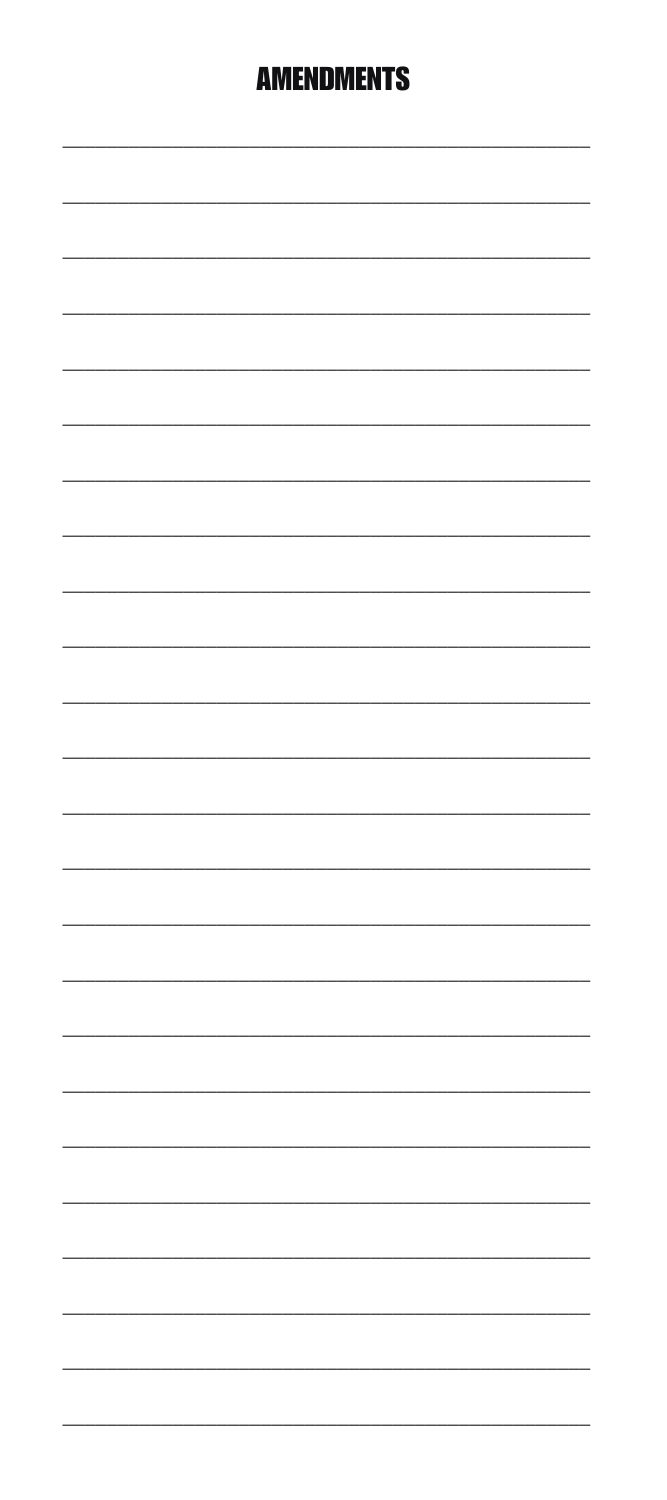# AMENDMENTS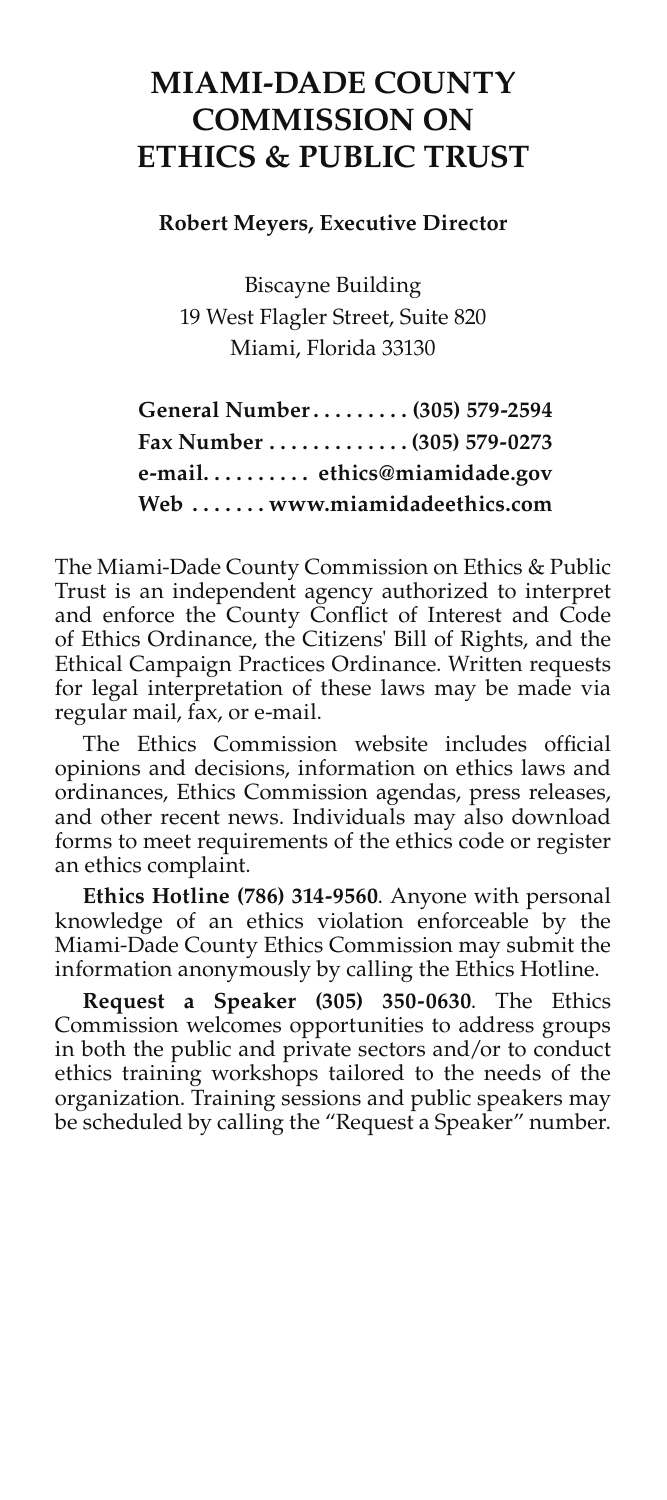# MIAMI-DADE COUNTY COMMISSION ON ETHICS & PUBLIC TRUST

**Robert Meyers, Executive Director**

Biscayne Building
19 West Flagler Street, Suite 820
Miami, Florida 33130

**General Number . . . . . . . . . (305) 579-2594**
**Fax Number . . . . . . . . . . . . . (305) 579-0273**
**e-mail. . . . . . . . . . ethics@miamidade.gov**
**Web . . . . . . . www.miamidadeethics.com**

The Miami-Dade County Commission on Ethics & Public Trust is an independent agency authorized to interpret and enforce the County Conflict of Interest and Code of Ethics Ordinance, the Citizens' Bill of Rights, and the Ethical Campaign Practices Ordinance. Written requests for legal interpretation of these laws may be made via regular mail, fax, or e-mail.

The Ethics Commission website includes official opinions and decisions, information on ethics laws and ordinances, Ethics Commission agendas, press releases, and other recent news. Individuals may also download forms to meet requirements of the ethics code or register an ethics complaint.

**Ethics Hotline (786) 314-9560**. Anyone with personal knowledge of an ethics violation enforceable by the Miami-Dade County Ethics Commission may submit the information anonymously by calling the Ethics Hotline.

**Request a Speaker (305) 350-0630**. The Ethics Commission welcomes opportunities to address groups in both the public and private sectors and/or to conduct ethics training workshops tailored to the needs of the organization. Training sessions and public speakers may be scheduled by calling the "Request a Speaker" number.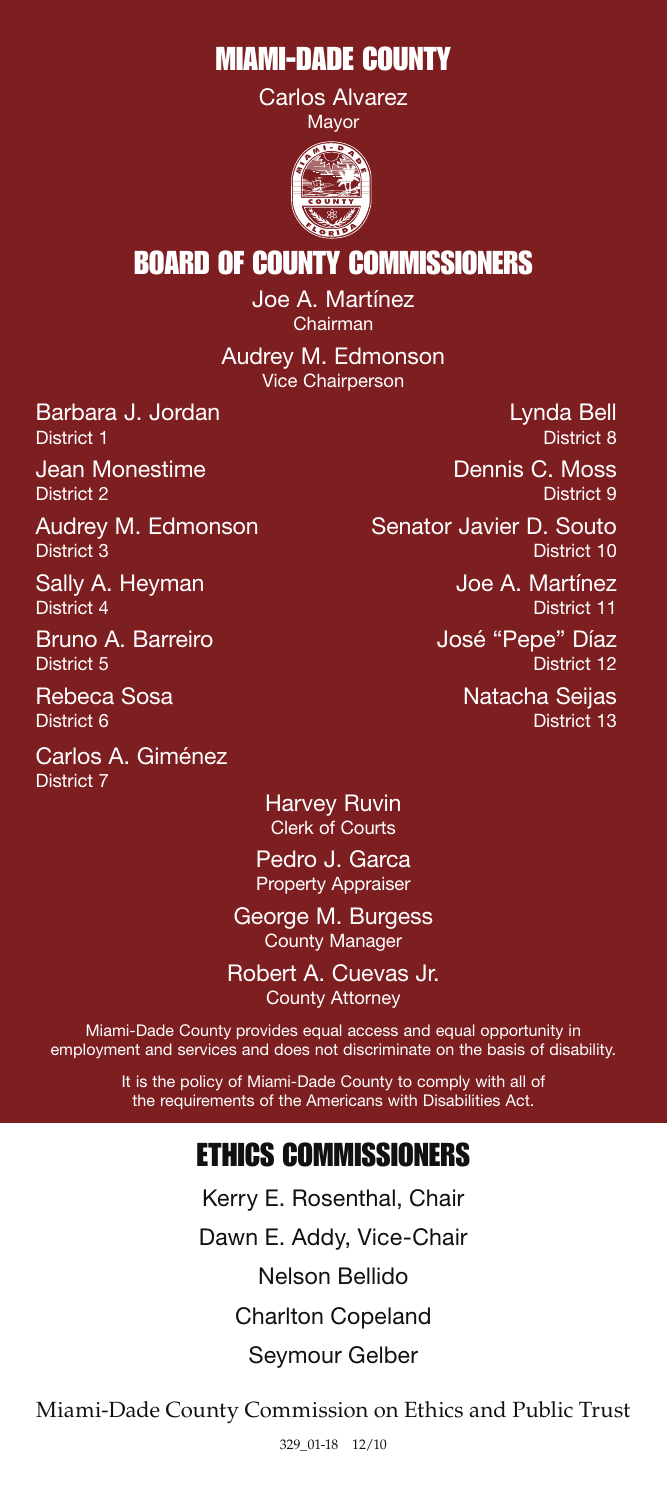# MIAMI-DADE COUNTY

Carlos Alvarez
Mayor

## BOARD OF COUNTY COMMISSIONERS

Joe A. Martínez
Chairman

Audrey M. Edmonson
Vice Chairperson

Barbara J. Jordan
District 1

Jean Monestime
District 2

Audrey M. Edmonson
District 3

Sally A. Heyman
District 4

Bruno A. Barreiro
District 5

Rebeca Sosa
District 6

Carlos A. Giménez
District 7

Lynda Bell
District 8

Dennis C. Moss
District 9

Senator Javier D. Souto
District 10

Joe A. Martínez
District 11

José "Pepe" Díaz
District 12

Natacha Seijas
District 13

Harvey Ruvin
Clerk of Courts

Pedro J. Garca
Property Appraiser

George M. Burgess
County Manager

Robert A. Cuevas Jr.
County Attorney

Miami-Dade County provides equal access and equal opportunity in employment and services and does not discriminate on the basis of disability.

It is the policy of Miami-Dade County to comply with all of the requirements of the Americans with Disabilities Act.

## ETHICS COMMISSIONERS

Kerry E. Rosenthal, Chair

Dawn E. Addy, Vice-Chair

Nelson Bellido

Charlton Copeland

Seymour Gelber

Miami-Dade County Commission on Ethics and Public Trust

329_01-18 12/10